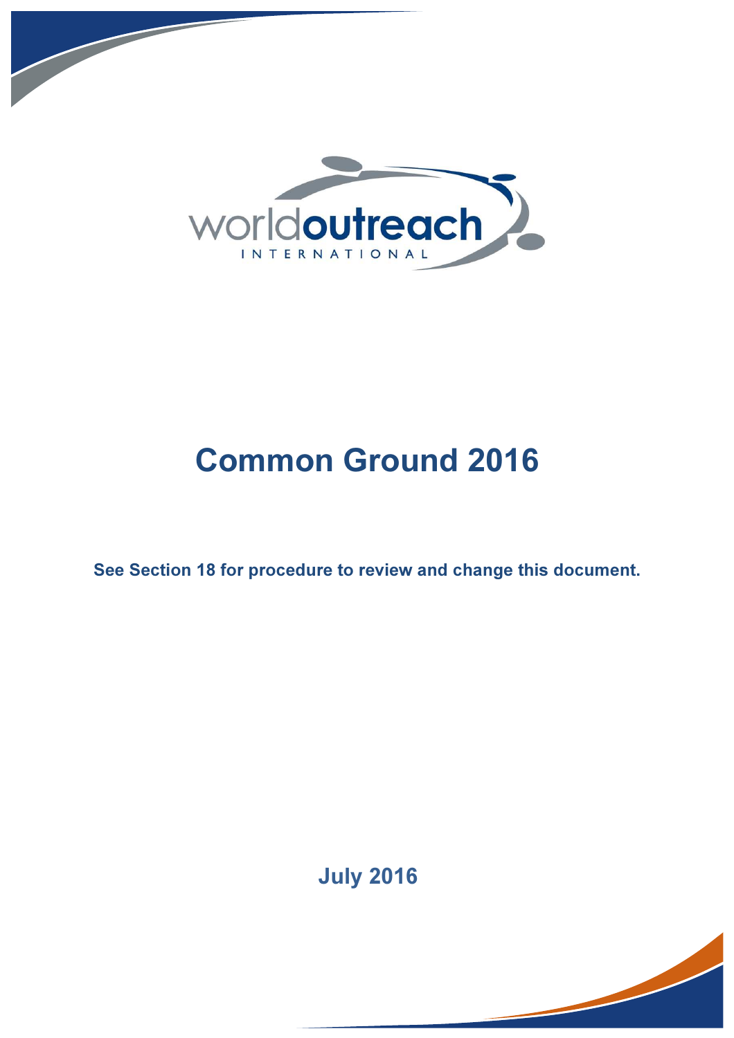worldoutreach INTERNATIONAL

# Common Ground 2016

**See Section 18 for procedure to review and change this document.**

**July 2016**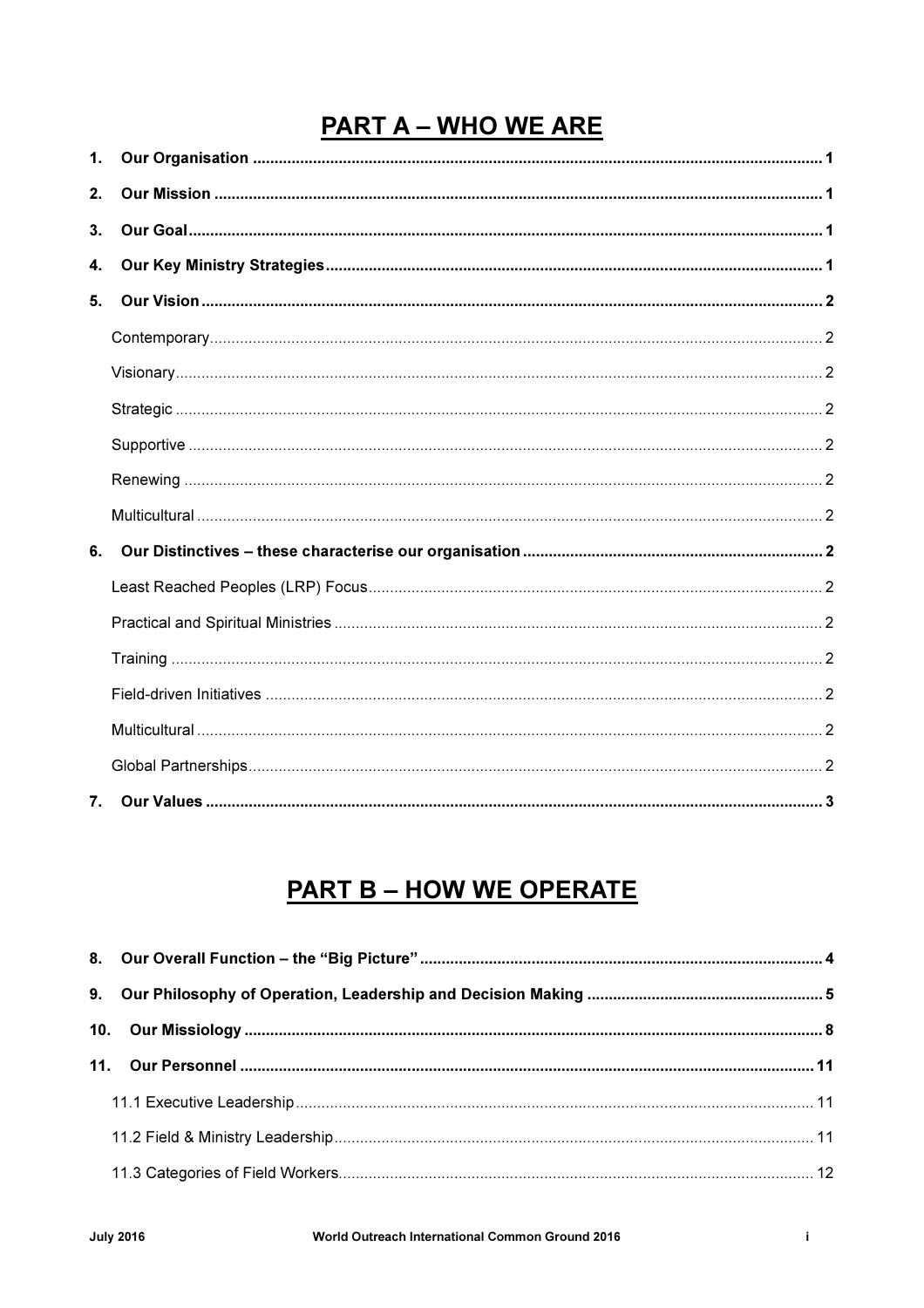# PART A – WHO WE ARE

**1. Our Organisation** .......... **1**

**2. Our Mission** .......... **1**

**3. Our Goal** .......... **1**

**4. Our Key Ministry Strategies** .......... **1**

**5. Our Vision** .......... **2**

- Contemporary .......... 2
- Visionary .......... 2
- Strategic .......... 2
- Supportive .......... 2
- Renewing .......... 2
- Multicultural .......... 2

**6. Our Distinctives – these characterise our organisation** .......... **2**

- Least Reached Peoples (LRP) Focus .......... 2
- Practical and Spiritual Ministries .......... 2
- Training .......... 2
- Field-driven Initiatives .......... 2
- Multicultural .......... 2
- Global Partnerships .......... 2

**7. Our Values** .......... **3**

# PART B – HOW WE OPERATE

**8. Our Overall Function – the "Big Picture"** .......... **4**

**9. Our Philosophy of Operation, Leadership and Decision Making** .......... **5**

**10. Our Missiology** .......... **8**

**11. Our Personnel** .......... **11**

- 11.1 Executive Leadership .......... 11
- 11.2 Field & Ministry Leadership .......... 11
- 11.3 Categories of Field Workers .......... 12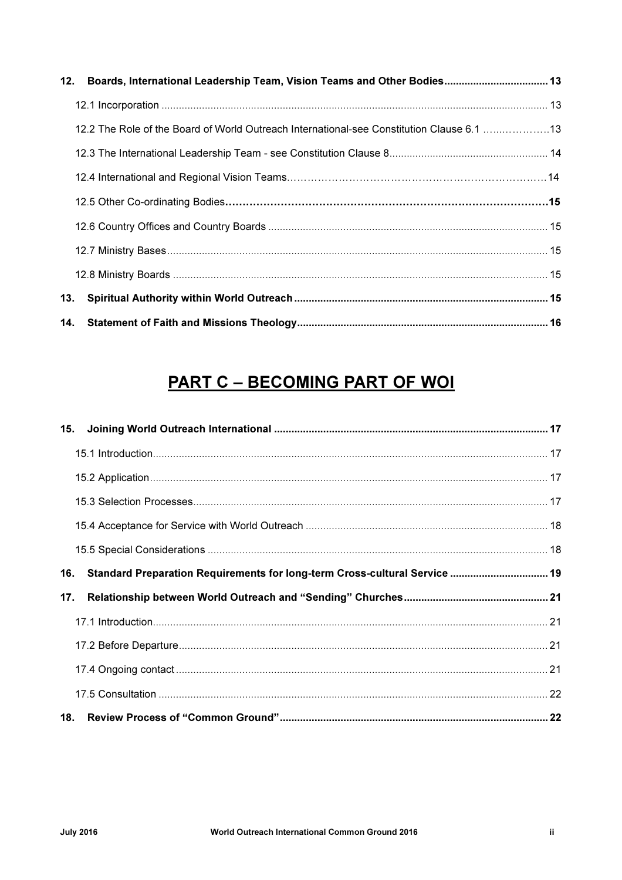**12. Boards, International Leadership Team, Vision Teams and Other Bodies .................................... 13**

12.1 Incorporation ........................................................................................................................ 13

12.2 The Role of the Board of World Outreach International-see Constitution Clause 6.1 ……..………...13

12.3 The International Leadership Team - see Constitution Clause 8 ....................................................... 14

12.4 International and Regional Vision Teams………………………………………………………………14

12.5 Other Co-ordinating Bodies **...............................................................................................15**

12.6 Country Offices and Country Boards ......................................................................................... 15

12.7 Ministry Bases ....................................................................................................................... 15

12.8 Ministry Boards ..................................................................................................................... 15

**13. Spiritual Authority within World Outreach ....................................................................................... 15**

**14. Statement of Faith and Missions Theology ...................................................................................... 16**

# PART C – BECOMING PART OF WOI

**15. Joining World Outreach International .............................................................................................. 17**

15.1 Introduction ........................................................................................................................... 17

15.2 Application ............................................................................................................................ 17

15.3 Selection Processes ............................................................................................................... 17

15.4 Acceptance for Service with World Outreach ................................................................................ 18

15.5 Special Considerations ............................................................................................................ 18

**16. Standard Preparation Requirements for long-term Cross-cultural Service .................................. 19**

**17. Relationship between World Outreach and "Sending" Churches ................................................. 21**

17.1 Introduction ........................................................................................................................... 21

17.2 Before Departure .................................................................................................................... 21

17.4 Ongoing contact ..................................................................................................................... 21

17.5 Consultation .......................................................................................................................... 22

**18. Review Process of "Common Ground" ............................................................................................ 22**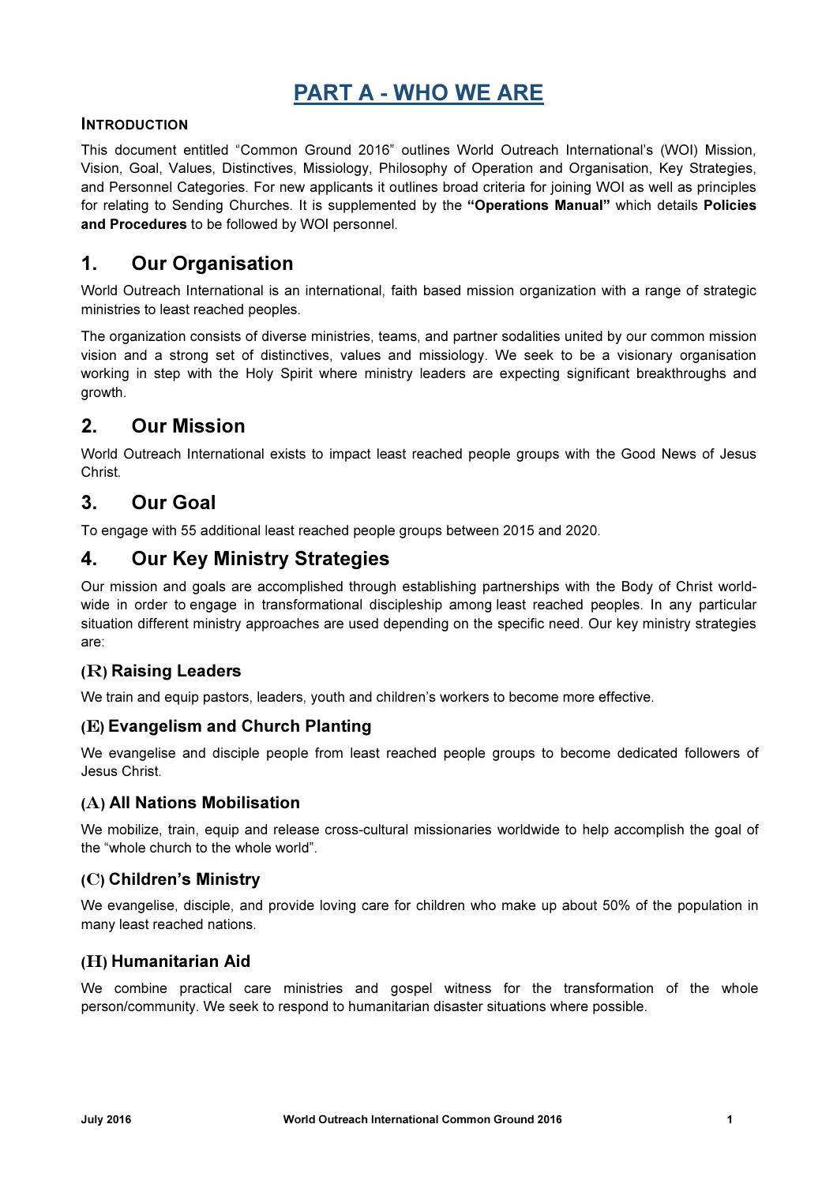# PART A - WHO WE ARE

### INTRODUCTION

This document entitled "Common Ground 2016" outlines World Outreach International's (WOI) Mission, Vision, Goal, Values, Distinctives, Missiology, Philosophy of Operation and Organisation, Key Strategies, and Personnel Categories. For new applicants it outlines broad criteria for joining WOI as well as principles for relating to Sending Churches. It is supplemented by the **"Operations Manual"** which details **Policies and Procedures** to be followed by WOI personnel.

## 1. Our Organisation

World Outreach International is an international, faith based mission organization with a range of strategic ministries to least reached peoples.

The organization consists of diverse ministries, teams, and partner sodalities united by our common mission vision and a strong set of distinctives, values and missiology. We seek to be a visionary organisation working in step with the Holy Spirit where ministry leaders are expecting significant breakthroughs and growth.

## 2. Our Mission

World Outreach International exists to impact least reached people groups with the Good News of Jesus Christ.

## 3. Our Goal

To engage with 55 additional least reached people groups between 2015 and 2020.

## 4. Our Key Ministry Strategies

Our mission and goals are accomplished through establishing partnerships with the Body of Christ world-wide in order to engage in transformational discipleship among least reached peoples. In any particular situation different ministry approaches are used depending on the specific need. Our key ministry strategies are:

### (R) Raising Leaders

We train and equip pastors, leaders, youth and children's workers to become more effective.

### (E) Evangelism and Church Planting

We evangelise and disciple people from least reached people groups to become dedicated followers of Jesus Christ.

### (A) All Nations Mobilisation

We mobilize, train, equip and release cross-cultural missionaries worldwide to help accomplish the goal of the "whole church to the whole world".

### (C) Children's Ministry

We evangelise, disciple, and provide loving care for children who make up about 50% of the population in many least reached nations.

### (H) Humanitarian Aid

We combine practical care ministries and gospel witness for the transformation of the whole person/community. We seek to respond to humanitarian disaster situations where possible.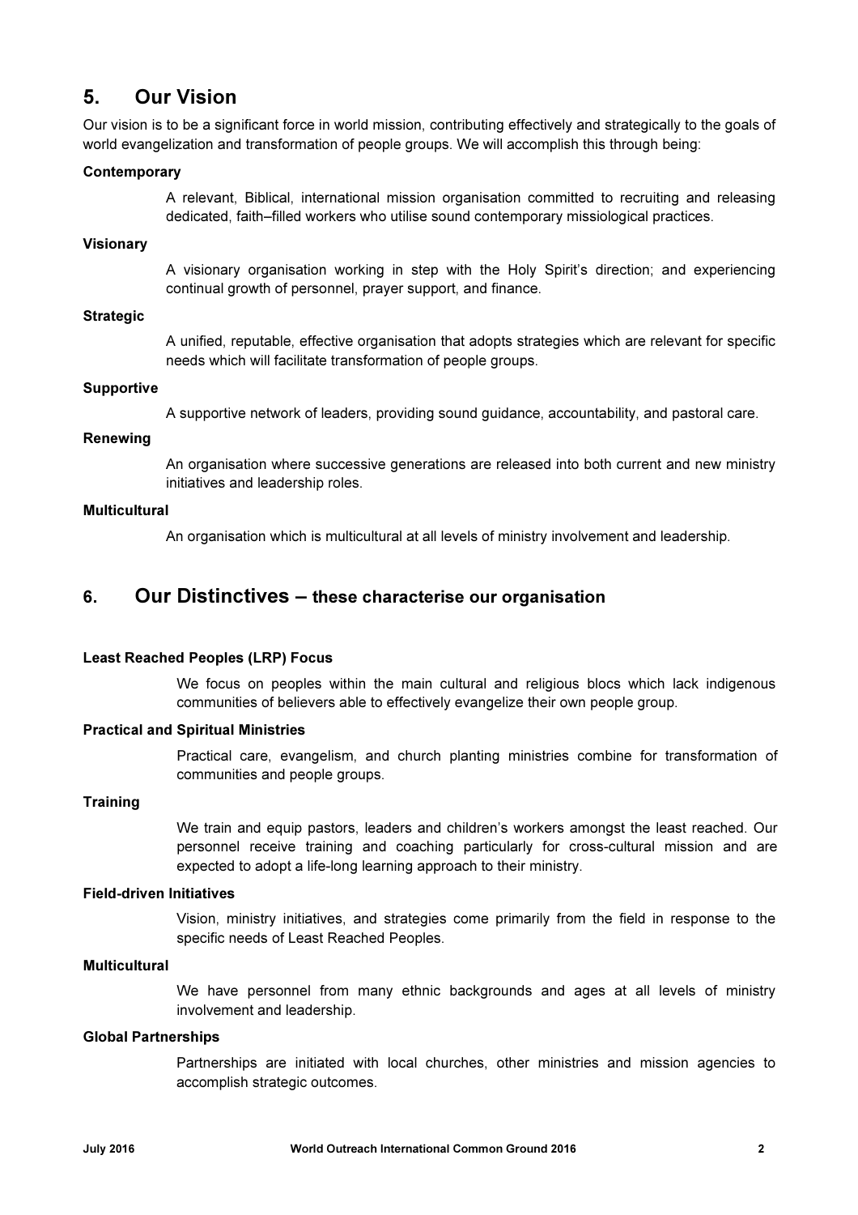## 5. Our Vision

Our vision is to be a significant force in world mission, contributing effectively and strategically to the goals of world evangelization and transformation of people groups. We will accomplish this through being:

**Contemporary**

A relevant, Biblical, international mission organisation committed to recruiting and releasing dedicated, faith–filled workers who utilise sound contemporary missiological practices.

**Visionary**

A visionary organisation working in step with the Holy Spirit's direction; and experiencing continual growth of personnel, prayer support, and finance.

**Strategic**

A unified, reputable, effective organisation that adopts strategies which are relevant for specific needs which will facilitate transformation of people groups.

**Supportive**

A supportive network of leaders, providing sound guidance, accountability, and pastoral care.

**Renewing**

An organisation where successive generations are released into both current and new ministry initiatives and leadership roles.

**Multicultural**

An organisation which is multicultural at all levels of ministry involvement and leadership.

## 6. Our Distinctives – these characterise our organisation

**Least Reached Peoples (LRP) Focus**

We focus on peoples within the main cultural and religious blocs which lack indigenous communities of believers able to effectively evangelize their own people group.

**Practical and Spiritual Ministries**

Practical care, evangelism, and church planting ministries combine for transformation of communities and people groups.

**Training**

We train and equip pastors, leaders and children's workers amongst the least reached. Our personnel receive training and coaching particularly for cross-cultural mission and are expected to adopt a life-long learning approach to their ministry.

**Field-driven Initiatives**

Vision, ministry initiatives, and strategies come primarily from the field in response to the specific needs of Least Reached Peoples.

**Multicultural**

We have personnel from many ethnic backgrounds and ages at all levels of ministry involvement and leadership.

**Global Partnerships**

Partnerships are initiated with local churches, other ministries and mission agencies to accomplish strategic outcomes.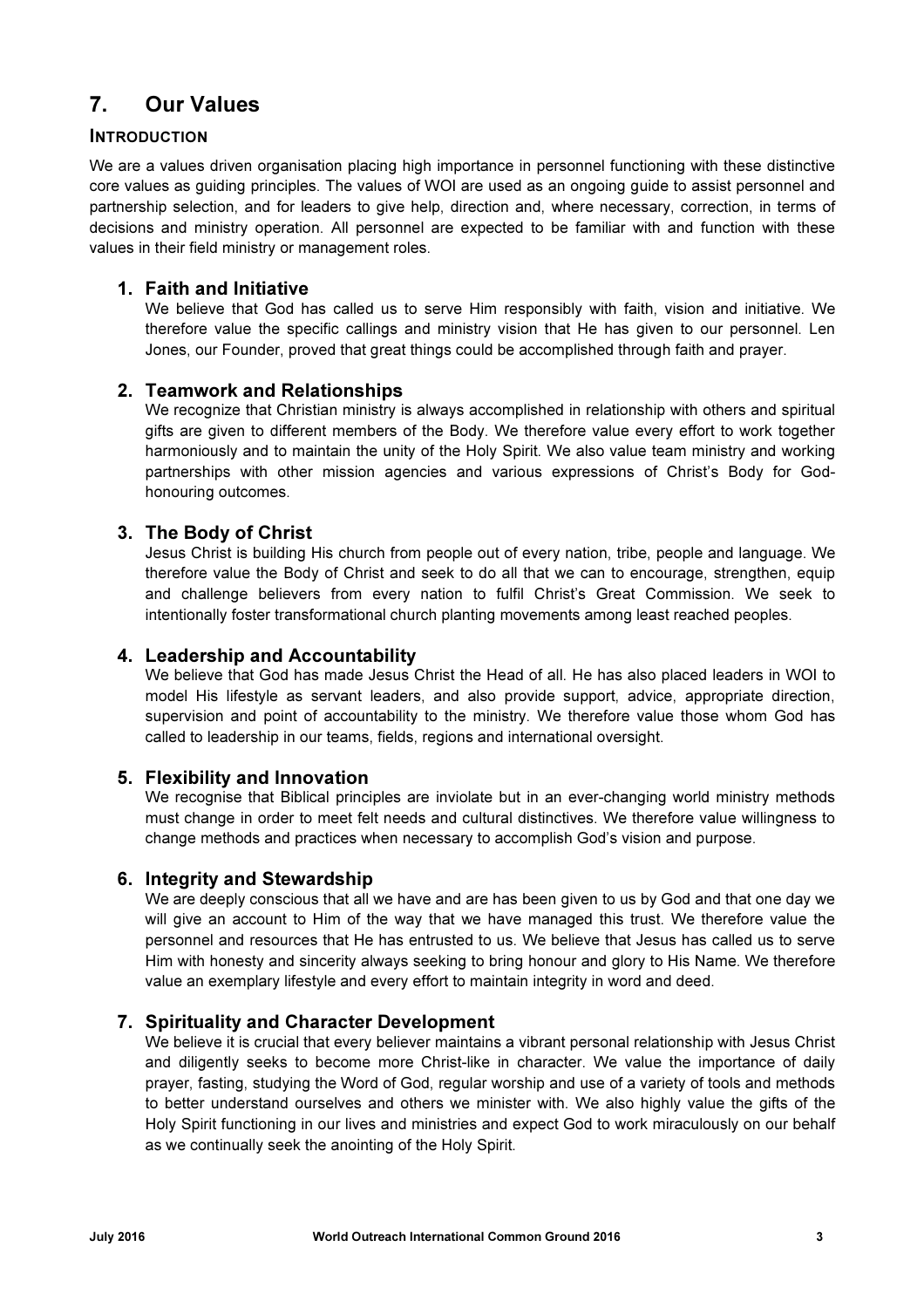## 7. Our Values

### Introduction

We are a values driven organisation placing high importance in personnel functioning with these distinctive core values as guiding principles. The values of WOI are used as an ongoing guide to assist personnel and partnership selection, and for leaders to give help, direction and, where necessary, correction, in terms of decisions and ministry operation. All personnel are expected to be familiar with and function with these values in their field ministry or management roles.

### 1. Faith and Initiative

We believe that God has called us to serve Him responsibly with faith, vision and initiative. We therefore value the specific callings and ministry vision that He has given to our personnel. Len Jones, our Founder, proved that great things could be accomplished through faith and prayer.

### 2. Teamwork and Relationships

We recognize that Christian ministry is always accomplished in relationship with others and spiritual gifts are given to different members of the Body. We therefore value every effort to work together harmoniously and to maintain the unity of the Holy Spirit. We also value team ministry and working partnerships with other mission agencies and various expressions of Christ's Body for God-honouring outcomes.

### 3. The Body of Christ

Jesus Christ is building His church from people out of every nation, tribe, people and language. We therefore value the Body of Christ and seek to do all that we can to encourage, strengthen, equip and challenge believers from every nation to fulfil Christ's Great Commission. We seek to intentionally foster transformational church planting movements among least reached peoples.

### 4. Leadership and Accountability

We believe that God has made Jesus Christ the Head of all. He has also placed leaders in WOI to model His lifestyle as servant leaders, and also provide support, advice, appropriate direction, supervision and point of accountability to the ministry. We therefore value those whom God has called to leadership in our teams, fields, regions and international oversight.

### 5. Flexibility and Innovation

We recognise that Biblical principles are inviolate but in an ever-changing world ministry methods must change in order to meet felt needs and cultural distinctives. We therefore value willingness to change methods and practices when necessary to accomplish God's vision and purpose.

### 6. Integrity and Stewardship

We are deeply conscious that all we have and are has been given to us by God and that one day we will give an account to Him of the way that we have managed this trust. We therefore value the personnel and resources that He has entrusted to us. We believe that Jesus has called us to serve Him with honesty and sincerity always seeking to bring honour and glory to His Name. We therefore value an exemplary lifestyle and every effort to maintain integrity in word and deed.

### 7. Spirituality and Character Development

We believe it is crucial that every believer maintains a vibrant personal relationship with Jesus Christ and diligently seeks to become more Christ-like in character. We value the importance of daily prayer, fasting, studying the Word of God, regular worship and use of a variety of tools and methods to better understand ourselves and others we minister with. We also highly value the gifts of the Holy Spirit functioning in our lives and ministries and expect God to work miraculously on our behalf as we continually seek the anointing of the Holy Spirit.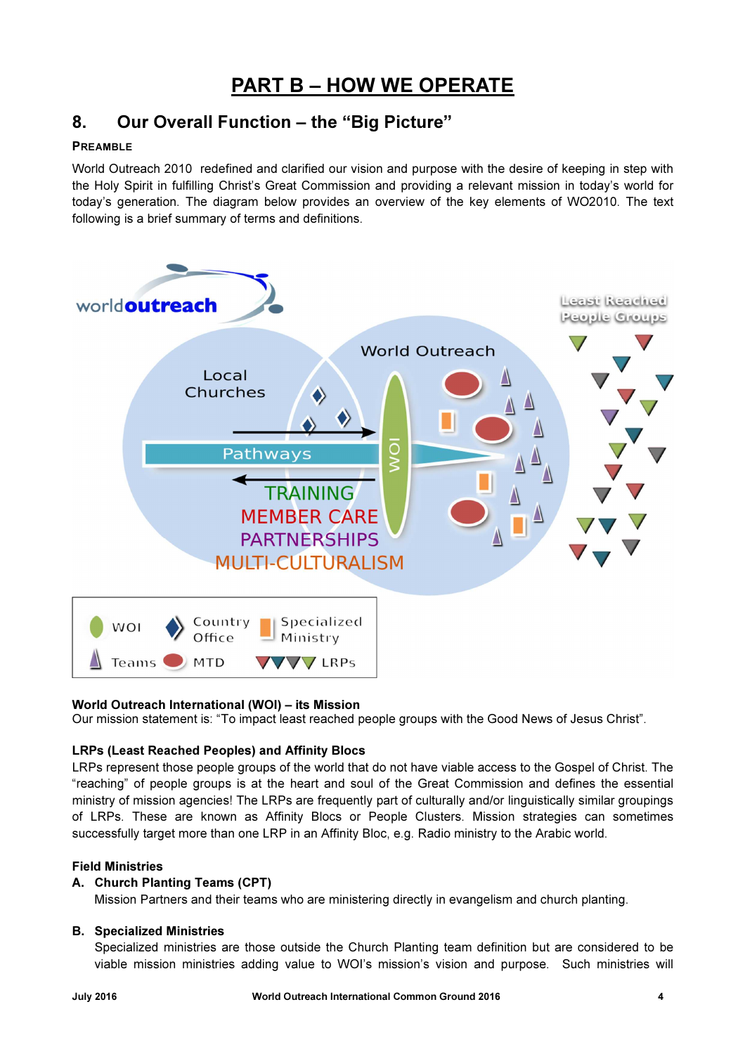# PART B – HOW WE OPERATE

## 8. Our Overall Function – the "Big Picture"

**PREAMBLE**

World Outreach 2010 redefined and clarified our vision and purpose with the desire of keeping in step with the Holy Spirit in fulfilling Christ's Great Commission and providing a relevant mission in today's world for today's generation. The diagram below provides an overview of the key elements of WO2010. The text following is a brief summary of terms and definitions.

**World Outreach International (WOI) – its Mission**
Our mission statement is: "To impact least reached people groups with the Good News of Jesus Christ".

**LRPs (Least Reached Peoples) and Affinity Blocs**
LRPs represent those people groups of the world that do not have viable access to the Gospel of Christ. The "reaching" of people groups is at the heart and soul of the Great Commission and defines the essential ministry of mission agencies! The LRPs are frequently part of culturally and/or linguistically similar groupings of LRPs. These are known as Affinity Blocs or People Clusters. Mission strategies can sometimes successfully target more than one LRP in an Affinity Bloc, e.g. Radio ministry to the Arabic world.

**Field Ministries**

**A. Church Planting Teams (CPT)**
Mission Partners and their teams who are ministering directly in evangelism and church planting.

**B. Specialized Ministries**
Specialized ministries are those outside the Church Planting team definition but are considered to be viable mission ministries adding value to WOI's mission's vision and purpose. Such ministries will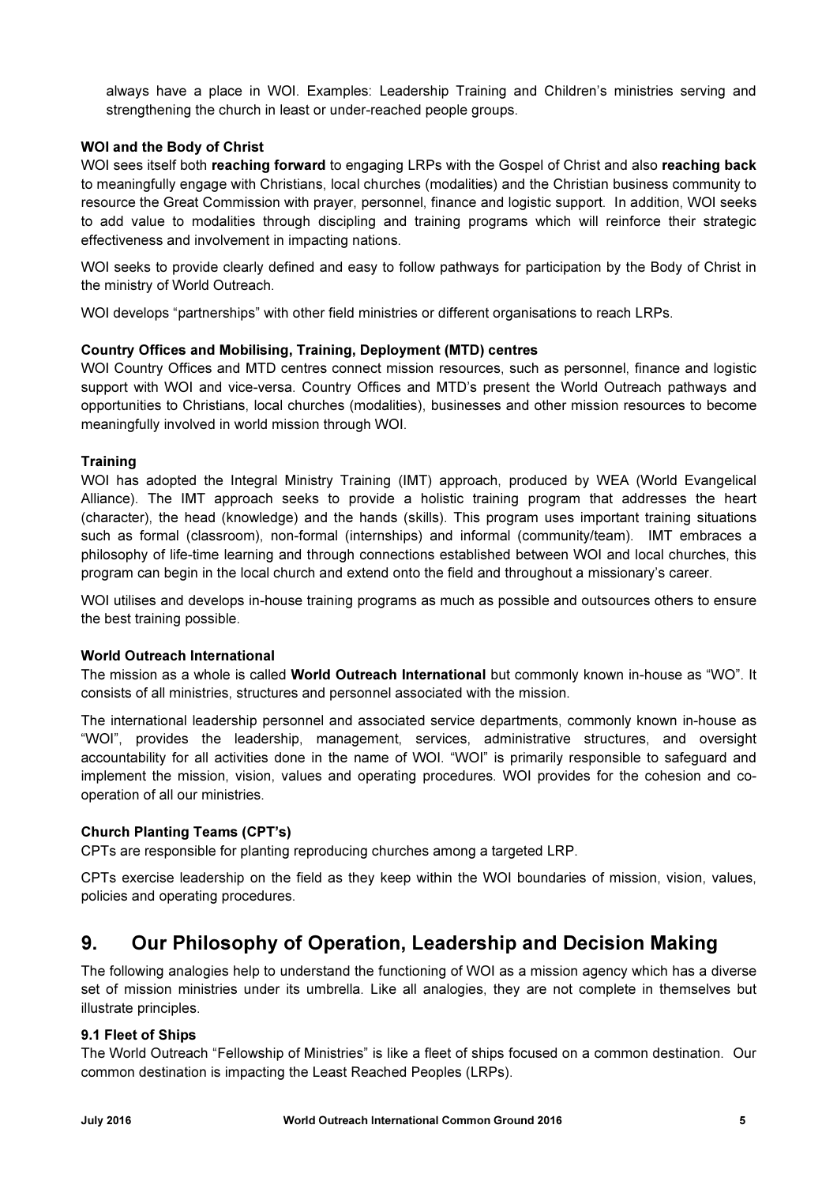always have a place in WOI. Examples: Leadership Training and Children's ministries serving and strengthening the church in least or under-reached people groups.

**WOI and the Body of Christ**

WOI sees itself both **reaching forward** to engaging LRPs with the Gospel of Christ and also **reaching back** to meaningfully engage with Christians, local churches (modalities) and the Christian business community to resource the Great Commission with prayer, personnel, finance and logistic support. In addition, WOI seeks to add value to modalities through discipling and training programs which will reinforce their strategic effectiveness and involvement in impacting nations.

WOI seeks to provide clearly defined and easy to follow pathways for participation by the Body of Christ in the ministry of World Outreach.

WOI develops "partnerships" with other field ministries or different organisations to reach LRPs.

**Country Offices and Mobilising, Training, Deployment (MTD) centres**

WOI Country Offices and MTD centres connect mission resources, such as personnel, finance and logistic support with WOI and vice-versa. Country Offices and MTD's present the World Outreach pathways and opportunities to Christians, local churches (modalities), businesses and other mission resources to become meaningfully involved in world mission through WOI.

**Training**

WOI has adopted the Integral Ministry Training (IMT) approach, produced by WEA (World Evangelical Alliance). The IMT approach seeks to provide a holistic training program that addresses the heart (character), the head (knowledge) and the hands (skills). This program uses important training situations such as formal (classroom), non-formal (internships) and informal (community/team). IMT embraces a philosophy of life-time learning and through connections established between WOI and local churches, this program can begin in the local church and extend onto the field and throughout a missionary's career.

WOI utilises and develops in-house training programs as much as possible and outsources others to ensure the best training possible.

**World Outreach International**

The mission as a whole is called **World Outreach International** but commonly known in-house as "WO". It consists of all ministries, structures and personnel associated with the mission.

The international leadership personnel and associated service departments, commonly known in-house as "WOI", provides the leadership, management, services, administrative structures, and oversight accountability for all activities done in the name of WOI. "WOI" is primarily responsible to safeguard and implement the mission, vision, values and operating procedures. WOI provides for the cohesion and co-operation of all our ministries.

**Church Planting Teams (CPT's)**

CPTs are responsible for planting reproducing churches among a targeted LRP.

CPTs exercise leadership on the field as they keep within the WOI boundaries of mission, vision, values, policies and operating procedures.

## 9. Our Philosophy of Operation, Leadership and Decision Making

The following analogies help to understand the functioning of WOI as a mission agency which has a diverse set of mission ministries under its umbrella. Like all analogies, they are not complete in themselves but illustrate principles.

### 9.1 Fleet of Ships

The World Outreach "Fellowship of Ministries" is like a fleet of ships focused on a common destination. Our common destination is impacting the Least Reached Peoples (LRPs).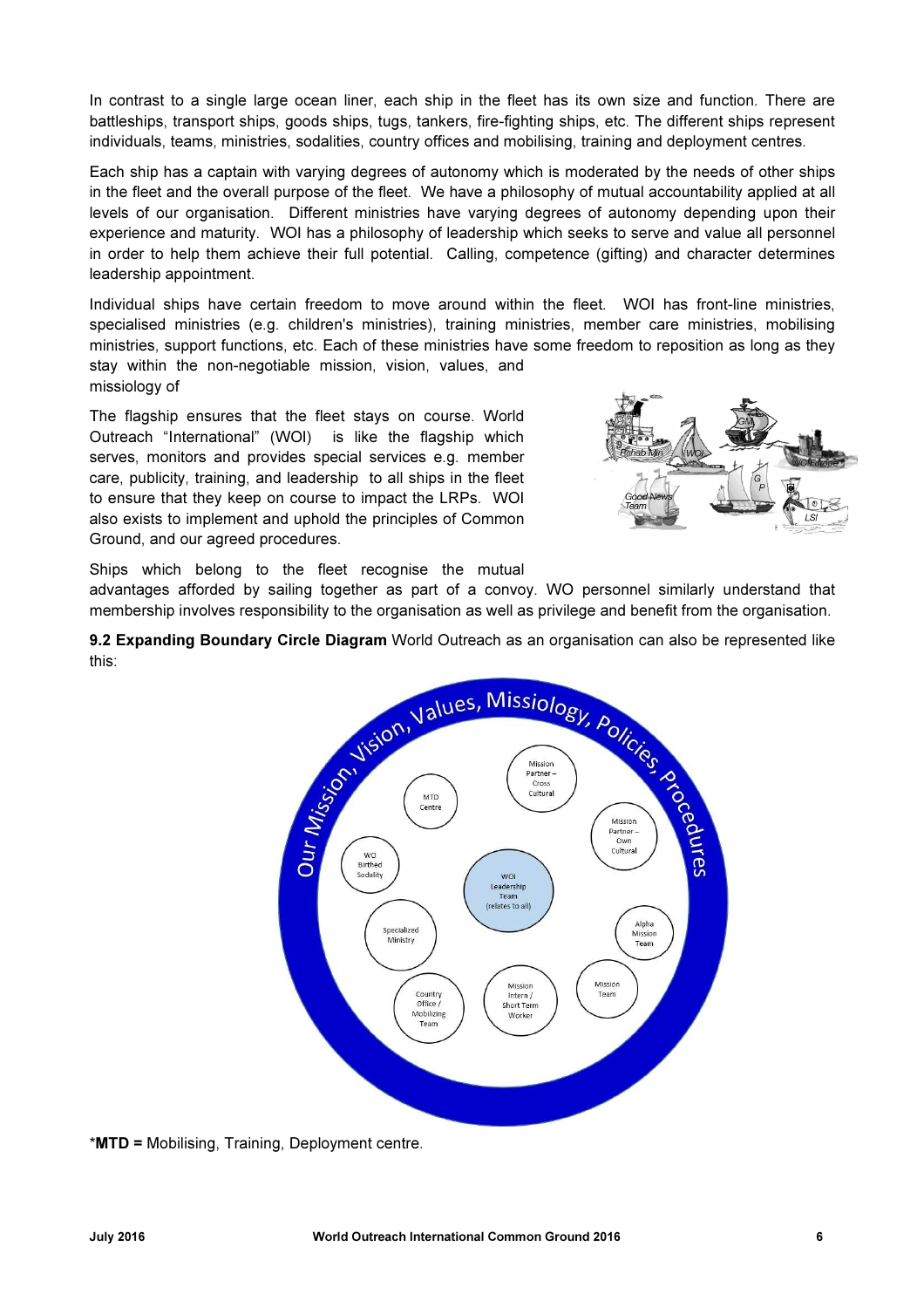In contrast to a single large ocean liner, each ship in the fleet has its own size and function. There are battleships, transport ships, goods ships, tugs, tankers, fire-fighting ships, etc. The different ships represent individuals, teams, ministries, sodalities, country offices and mobilising, training and deployment centres.

Each ship has a captain with varying degrees of autonomy which is moderated by the needs of other ships in the fleet and the overall purpose of the fleet. We have a philosophy of mutual accountability applied at all levels of our organisation. Different ministries have varying degrees of autonomy depending upon their experience and maturity. WOI has a philosophy of leadership which seeks to serve and value all personnel in order to help them achieve their full potential. Calling, competence (gifting) and character determines leadership appointment.

Individual ships have certain freedom to move around within the fleet. WOI has front-line ministries, specialised ministries (e.g. children's ministries), training ministries, member care ministries, mobilising ministries, support functions, etc. Each of these ministries have some freedom to reposition as long as they stay within the non-negotiable mission, vision, values, and missiology of

The flagship ensures that the fleet stays on course. World Outreach "International" (WOI) is like the flagship which serves, monitors and provides special services e.g. member care, publicity, training, and leadership to all ships in the fleet to ensure that they keep on course to impact the LRPs. WOI also exists to implement and uphold the principles of Common Ground, and our agreed procedures.

Ships which belong to the fleet recognise the mutual advantages afforded by sailing together as part of a convoy. WO personnel similarly understand that membership involves responsibility to the organisation as well as privilege and benefit from the organisation.

**9.2 Expanding Boundary Circle Diagram** World Outreach as an organisation can also be represented like this:

*__MTD =__ Mobilising, Training, Deployment centre.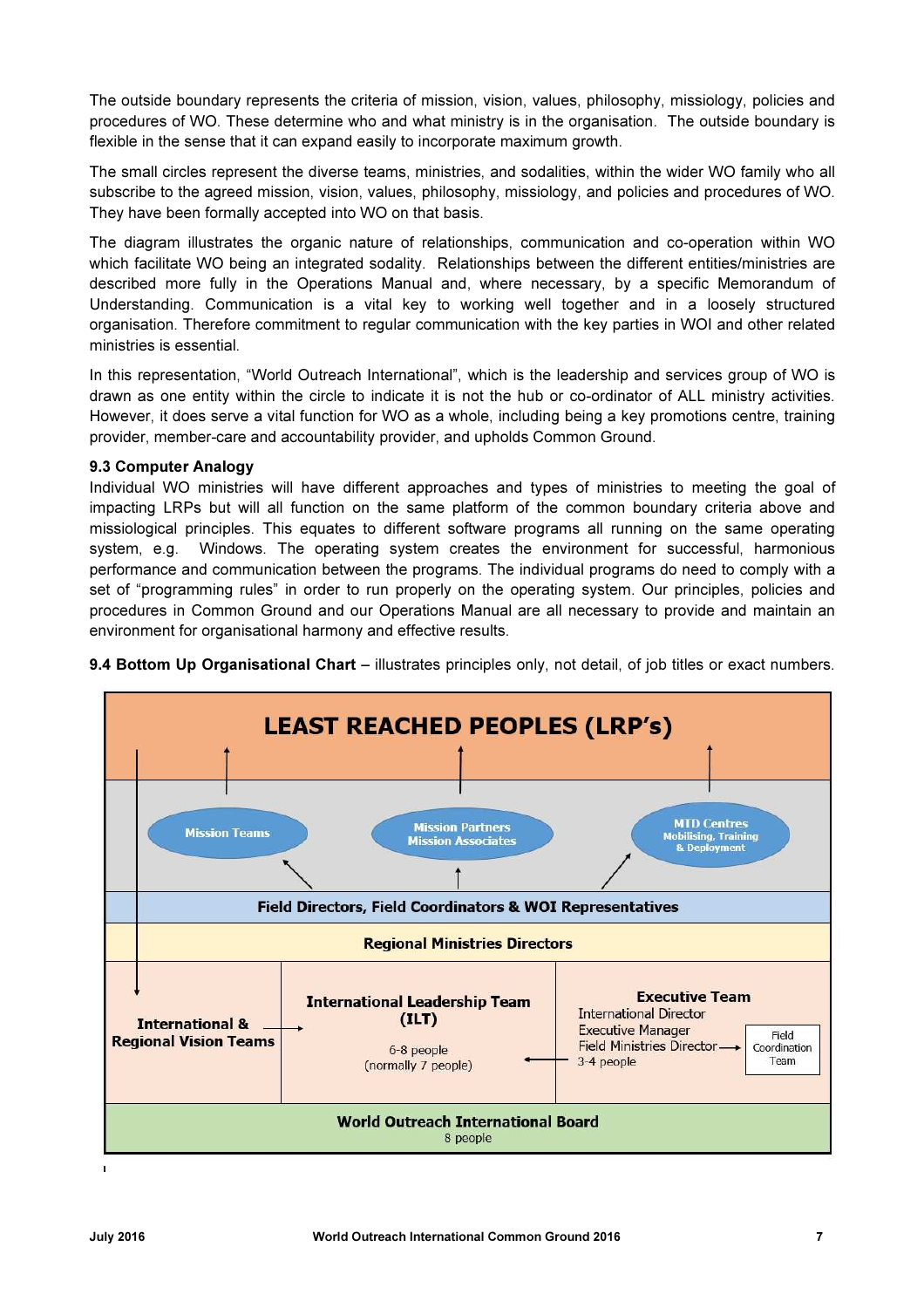The outside boundary represents the criteria of mission, vision, values, philosophy, missiology, policies and procedures of WO. These determine who and what ministry is in the organisation. The outside boundary is flexible in the sense that it can expand easily to incorporate maximum growth.

The small circles represent the diverse teams, ministries, and sodalities, within the wider WO family who all subscribe to the agreed mission, vision, values, philosophy, missiology, and policies and procedures of WO. They have been formally accepted into WO on that basis.

The diagram illustrates the organic nature of relationships, communication and co-operation within WO which facilitate WO being an integrated sodality. Relationships between the different entities/ministries are described more fully in the Operations Manual and, where necessary, by a specific Memorandum of Understanding. Communication is a vital key to working well together and in a loosely structured organisation. Therefore commitment to regular communication with the key parties in WOI and other related ministries is essential.

In this representation, "World Outreach International", which is the leadership and services group of WO is drawn as one entity within the circle to indicate it is not the hub or co-ordinator of ALL ministry activities. However, it does serve a vital function for WO as a whole, including being a key promotions centre, training provider, member-care and accountability provider, and upholds Common Ground.

### 9.3 Computer Analogy

Individual WO ministries will have different approaches and types of ministries to meeting the goal of impacting LRPs but will all function on the same platform of the common boundary criteria above and missiological principles. This equates to different software programs all running on the same operating system, e.g. Windows. The operating system creates the environment for successful, harmonious performance and communication between the programs. The individual programs do need to comply with a set of "programming rules" in order to run properly on the operating system. Our principles, policies and procedures in Common Ground and our Operations Manual are all necessary to provide and maintain an environment for organisational harmony and effective results.

**9.4 Bottom Up Organisational Chart** – illustrates principles only, not detail, of job titles or exact numbers.

**LEAST REACHED PEOPLES (LRP's)**

Mission Teams | Mission Partners, Mission Associates | MTD Centres (Mobilising, Training & Deployment)

**Field Directors, Field Coordinators & WOI Representatives**

**Regional Ministries Directors**

| **International & Regional Vision Teams** | **International Leadership Team (ILT)** 6-8 people (normally 7 people) | **Executive Team** International Director, Executive Manager, Field Ministries Director → Field Coordination Team; 3-4 people |
|---|---|---|

**World Outreach International Board**
8 people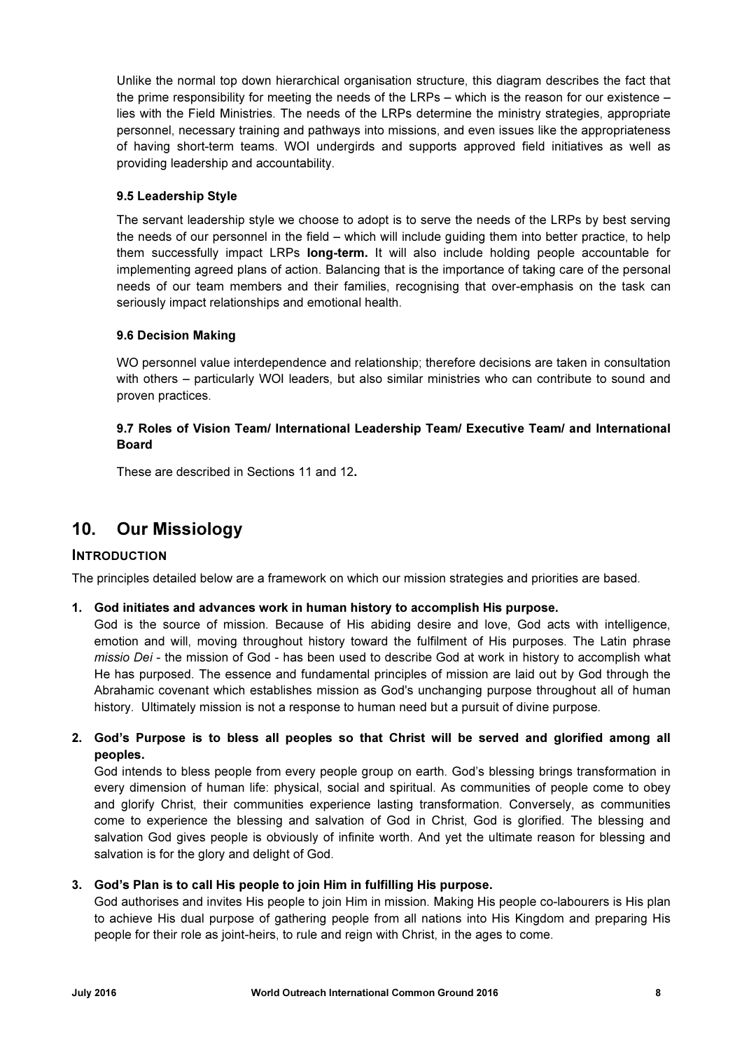Unlike the normal top down hierarchical organisation structure, this diagram describes the fact that the prime responsibility for meeting the needs of the LRPs – which is the reason for our existence – lies with the Field Ministries. The needs of the LRPs determine the ministry strategies, appropriate personnel, necessary training and pathways into missions, and even issues like the appropriateness of having short-term teams. WOI undergirds and supports approved field initiatives as well as providing leadership and accountability.

### 9.5 Leadership Style

The servant leadership style we choose to adopt is to serve the needs of the LRPs by best serving the needs of our personnel in the field – which will include guiding them into better practice, to help them successfully impact LRPs **long-term.** It will also include holding people accountable for implementing agreed plans of action. Balancing that is the importance of taking care of the personal needs of our team members and their families, recognising that over-emphasis on the task can seriously impact relationships and emotional health.

### 9.6 Decision Making

WO personnel value interdependence and relationship; therefore decisions are taken in consultation with others – particularly WOI leaders, but also similar ministries who can contribute to sound and proven practices.

### 9.7 Roles of Vision Team/ International Leadership Team/ Executive Team/ and International Board

These are described in Sections 11 and 12**.**

## 10. Our Missiology

### INTRODUCTION

The principles detailed below are a framework on which our mission strategies and priorities are based.

1. **God initiates and advances work in human history to accomplish His purpose.**
   God is the source of mission. Because of His abiding desire and love, God acts with intelligence, emotion and will, moving throughout history toward the fulfilment of His purposes. The Latin phrase *missio Dei* - the mission of God - has been used to describe God at work in history to accomplish what He has purposed. The essence and fundamental principles of mission are laid out by God through the Abrahamic covenant which establishes mission as God's unchanging purpose throughout all of human history. Ultimately mission is not a response to human need but a pursuit of divine purpose.

2. **God's Purpose is to bless all peoples so that Christ will be served and glorified among all peoples.**
   God intends to bless people from every people group on earth. God's blessing brings transformation in every dimension of human life: physical, social and spiritual. As communities of people come to obey and glorify Christ, their communities experience lasting transformation. Conversely, as communities come to experience the blessing and salvation of God in Christ, God is glorified. The blessing and salvation God gives people is obviously of infinite worth. And yet the ultimate reason for blessing and salvation is for the glory and delight of God.

3. **God's Plan is to call His people to join Him in fulfilling His purpose.**
   God authorises and invites His people to join Him in mission. Making His people co-labourers is His plan to achieve His dual purpose of gathering people from all nations into His Kingdom and preparing His people for their role as joint-heirs, to rule and reign with Christ, in the ages to come.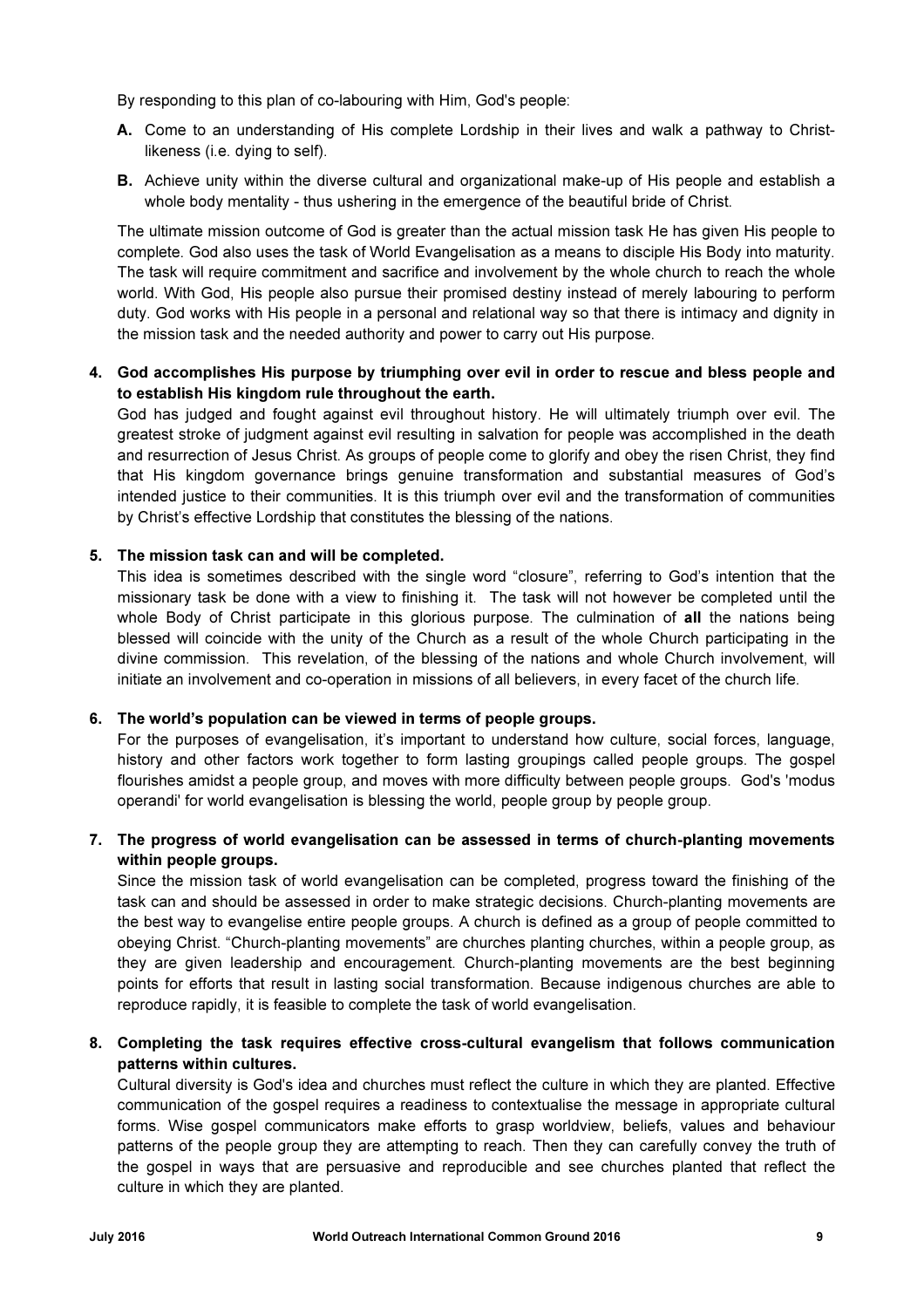By responding to this plan of co-labouring with Him, God's people:

**A.** Come to an understanding of His complete Lordship in their lives and walk a pathway to Christ-likeness (i.e. dying to self).

**B.** Achieve unity within the diverse cultural and organizational make-up of His people and establish a whole body mentality - thus ushering in the emergence of the beautiful bride of Christ.

The ultimate mission outcome of God is greater than the actual mission task He has given His people to complete. God also uses the task of World Evangelisation as a means to disciple His Body into maturity. The task will require commitment and sacrifice and involvement by the whole church to reach the whole world. With God, His people also pursue their promised destiny instead of merely labouring to perform duty. God works with His people in a personal and relational way so that there is intimacy and dignity in the mission task and the needed authority and power to carry out His purpose.

**4. God accomplishes His purpose by triumphing over evil in order to rescue and bless people and to establish His kingdom rule throughout the earth.**

God has judged and fought against evil throughout history. He will ultimately triumph over evil. The greatest stroke of judgment against evil resulting in salvation for people was accomplished in the death and resurrection of Jesus Christ. As groups of people come to glorify and obey the risen Christ, they find that His kingdom governance brings genuine transformation and substantial measures of God's intended justice to their communities. It is this triumph over evil and the transformation of communities by Christ's effective Lordship that constitutes the blessing of the nations.

**5. The mission task can and will be completed.**

This idea is sometimes described with the single word "closure", referring to God's intention that the missionary task be done with a view to finishing it. The task will not however be completed until the whole Body of Christ participate in this glorious purpose. The culmination of **all** the nations being blessed will coincide with the unity of the Church as a result of the whole Church participating in the divine commission. This revelation, of the blessing of the nations and whole Church involvement, will initiate an involvement and co-operation in missions of all believers, in every facet of the church life.

**6. The world's population can be viewed in terms of people groups.**

For the purposes of evangelisation, it's important to understand how culture, social forces, language, history and other factors work together to form lasting groupings called people groups. The gospel flourishes amidst a people group, and moves with more difficulty between people groups. God's 'modus operandi' for world evangelisation is blessing the world, people group by people group.

**7. The progress of world evangelisation can be assessed in terms of church-planting movements within people groups.**

Since the mission task of world evangelisation can be completed, progress toward the finishing of the task can and should be assessed in order to make strategic decisions. Church-planting movements are the best way to evangelise entire people groups. A church is defined as a group of people committed to obeying Christ. "Church-planting movements" are churches planting churches, within a people group, as they are given leadership and encouragement. Church-planting movements are the best beginning points for efforts that result in lasting social transformation. Because indigenous churches are able to reproduce rapidly, it is feasible to complete the task of world evangelisation.

**8. Completing the task requires effective cross-cultural evangelism that follows communication patterns within cultures.**

Cultural diversity is God's idea and churches must reflect the culture in which they are planted. Effective communication of the gospel requires a readiness to contextualise the message in appropriate cultural forms. Wise gospel communicators make efforts to grasp worldview, beliefs, values and behaviour patterns of the people group they are attempting to reach. Then they can carefully convey the truth of the gospel in ways that are persuasive and reproducible and see churches planted that reflect the culture in which they are planted.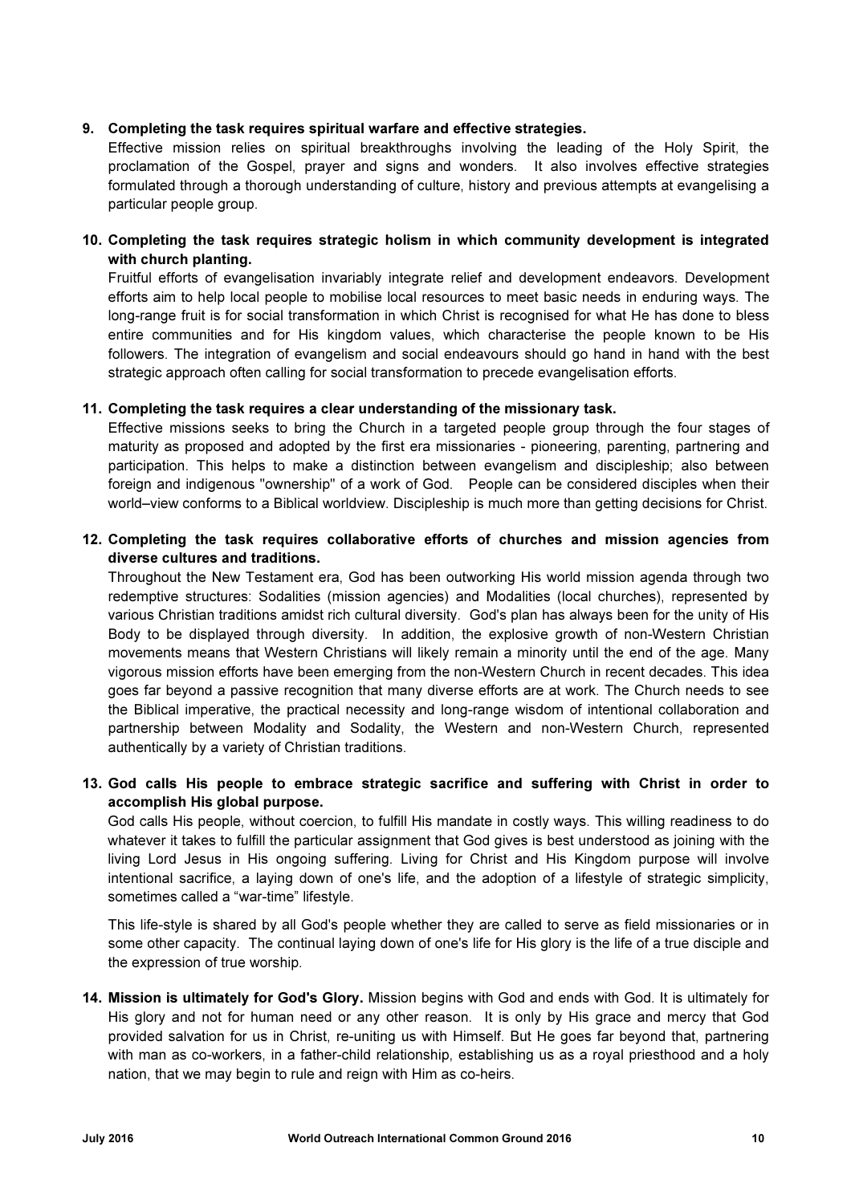**9. Completing the task requires spiritual warfare and effective strategies.**

Effective mission relies on spiritual breakthroughs involving the leading of the Holy Spirit, the proclamation of the Gospel, prayer and signs and wonders. It also involves effective strategies formulated through a thorough understanding of culture, history and previous attempts at evangelising a particular people group.

**10. Completing the task requires strategic holism in which community development is integrated with church planting.**

Fruitful efforts of evangelisation invariably integrate relief and development endeavors. Development efforts aim to help local people to mobilise local resources to meet basic needs in enduring ways. The long-range fruit is for social transformation in which Christ is recognised for what He has done to bless entire communities and for His kingdom values, which characterise the people known to be His followers. The integration of evangelism and social endeavours should go hand in hand with the best strategic approach often calling for social transformation to precede evangelisation efforts.

**11. Completing the task requires a clear understanding of the missionary task.**

Effective missions seeks to bring the Church in a targeted people group through the four stages of maturity as proposed and adopted by the first era missionaries - pioneering, parenting, partnering and participation. This helps to make a distinction between evangelism and discipleship; also between foreign and indigenous "ownership" of a work of God. People can be considered disciples when their world–view conforms to a Biblical worldview. Discipleship is much more than getting decisions for Christ.

**12. Completing the task requires collaborative efforts of churches and mission agencies from diverse cultures and traditions.**

Throughout the New Testament era, God has been outworking His world mission agenda through two redemptive structures: Sodalities (mission agencies) and Modalities (local churches), represented by various Christian traditions amidst rich cultural diversity. God's plan has always been for the unity of His Body to be displayed through diversity. In addition, the explosive growth of non-Western Christian movements means that Western Christians will likely remain a minority until the end of the age. Many vigorous mission efforts have been emerging from the non-Western Church in recent decades. This idea goes far beyond a passive recognition that many diverse efforts are at work. The Church needs to see the Biblical imperative, the practical necessity and long-range wisdom of intentional collaboration and partnership between Modality and Sodality, the Western and non-Western Church, represented authentically by a variety of Christian traditions.

**13. God calls His people to embrace strategic sacrifice and suffering with Christ in order to accomplish His global purpose.**

God calls His people, without coercion, to fulfill His mandate in costly ways. This willing readiness to do whatever it takes to fulfill the particular assignment that God gives is best understood as joining with the living Lord Jesus in His ongoing suffering. Living for Christ and His Kingdom purpose will involve intentional sacrifice, a laying down of one's life, and the adoption of a lifestyle of strategic simplicity, sometimes called a "war-time" lifestyle.

This life-style is shared by all God's people whether they are called to serve as field missionaries or in some other capacity. The continual laying down of one's life for His glory is the life of a true disciple and the expression of true worship.

**14. Mission is ultimately for God's Glory.** Mission begins with God and ends with God. It is ultimately for His glory and not for human need or any other reason. It is only by His grace and mercy that God provided salvation for us in Christ, re-uniting us with Himself. But He goes far beyond that, partnering with man as co-workers, in a father-child relationship, establishing us as a royal priesthood and a holy nation, that we may begin to rule and reign with Him as co-heirs.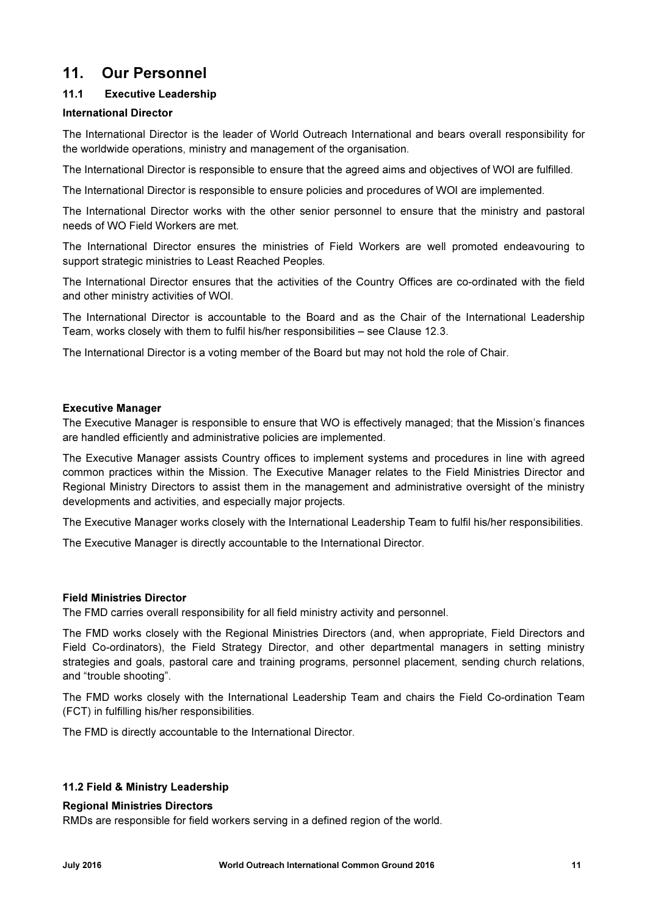## 11. Our Personnel

### 11.1 Executive Leadership

**International Director**

The International Director is the leader of World Outreach International and bears overall responsibility for the worldwide operations, ministry and management of the organisation.

The International Director is responsible to ensure that the agreed aims and objectives of WOI are fulfilled.

The International Director is responsible to ensure policies and procedures of WOI are implemented.

The International Director works with the other senior personnel to ensure that the ministry and pastoral needs of WO Field Workers are met.

The International Director ensures the ministries of Field Workers are well promoted endeavouring to support strategic ministries to Least Reached Peoples.

The International Director ensures that the activities of the Country Offices are co-ordinated with the field and other ministry activities of WOI.

The International Director is accountable to the Board and as the Chair of the International Leadership Team, works closely with them to fulfil his/her responsibilities – see Clause 12.3.

The International Director is a voting member of the Board but may not hold the role of Chair.

**Executive Manager**

The Executive Manager is responsible to ensure that WO is effectively managed; that the Mission's finances are handled efficiently and administrative policies are implemented.

The Executive Manager assists Country offices to implement systems and procedures in line with agreed common practices within the Mission. The Executive Manager relates to the Field Ministries Director and Regional Ministry Directors to assist them in the management and administrative oversight of the ministry developments and activities, and especially major projects.

The Executive Manager works closely with the International Leadership Team to fulfil his/her responsibilities.

The Executive Manager is directly accountable to the International Director.

**Field Ministries Director**

The FMD carries overall responsibility for all field ministry activity and personnel.

The FMD works closely with the Regional Ministries Directors (and, when appropriate, Field Directors and Field Co-ordinators), the Field Strategy Director, and other departmental managers in setting ministry strategies and goals, pastoral care and training programs, personnel placement, sending church relations, and "trouble shooting".

The FMD works closely with the International Leadership Team and chairs the Field Co-ordination Team (FCT) in fulfilling his/her responsibilities.

The FMD is directly accountable to the International Director.

### 11.2 Field & Ministry Leadership

**Regional Ministries Directors**

RMDs are responsible for field workers serving in a defined region of the world.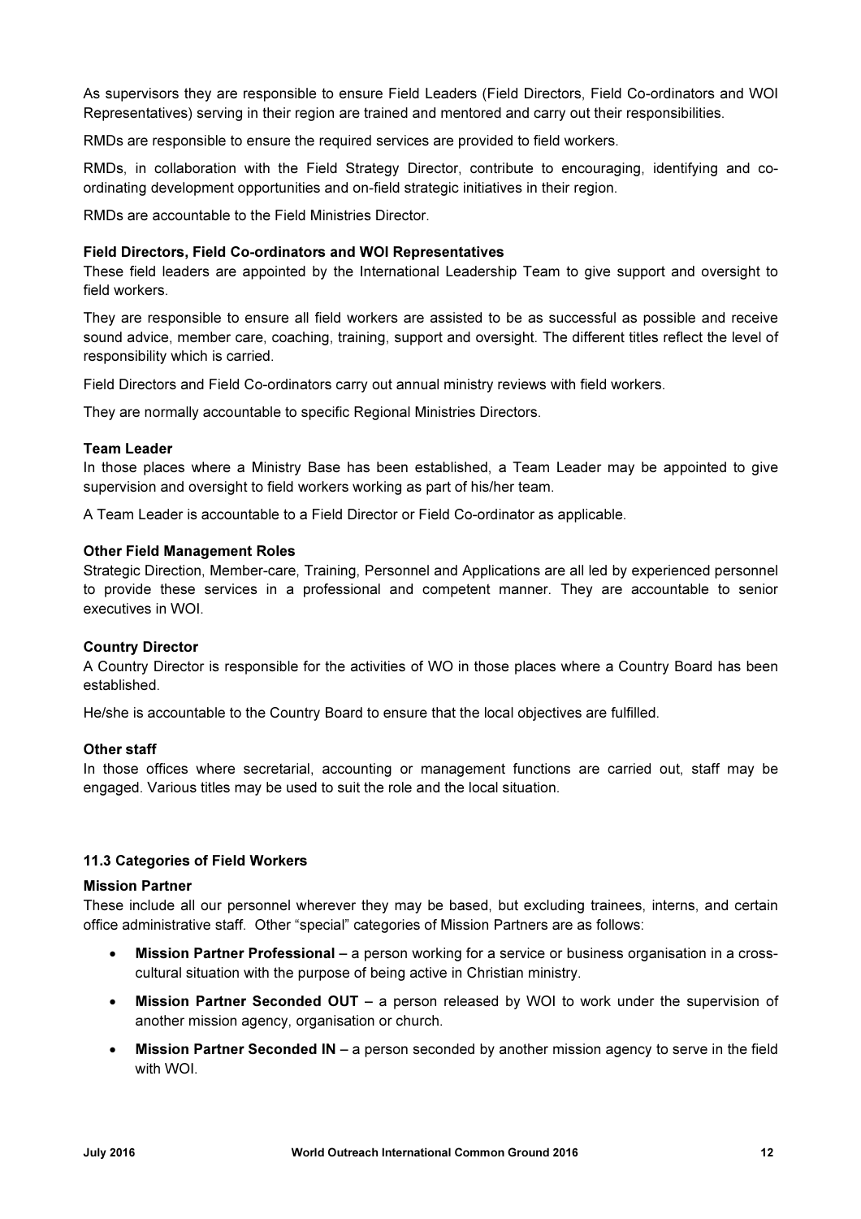As supervisors they are responsible to ensure Field Leaders (Field Directors, Field Co-ordinators and WOI Representatives) serving in their region are trained and mentored and carry out their responsibilities.

RMDs are responsible to ensure the required services are provided to field workers.

RMDs, in collaboration with the Field Strategy Director, contribute to encouraging, identifying and co-ordinating development opportunities and on-field strategic initiatives in their region.

RMDs are accountable to the Field Ministries Director.

**Field Directors, Field Co-ordinators and WOI Representatives**

These field leaders are appointed by the International Leadership Team to give support and oversight to field workers.

They are responsible to ensure all field workers are assisted to be as successful as possible and receive sound advice, member care, coaching, training, support and oversight. The different titles reflect the level of responsibility which is carried.

Field Directors and Field Co-ordinators carry out annual ministry reviews with field workers.

They are normally accountable to specific Regional Ministries Directors.

**Team Leader**

In those places where a Ministry Base has been established, a Team Leader may be appointed to give supervision and oversight to field workers working as part of his/her team.

A Team Leader is accountable to a Field Director or Field Co-ordinator as applicable.

**Other Field Management Roles**

Strategic Direction, Member-care, Training, Personnel and Applications are all led by experienced personnel to provide these services in a professional and competent manner. They are accountable to senior executives in WOI.

**Country Director**

A Country Director is responsible for the activities of WO in those places where a Country Board has been established.

He/she is accountable to the Country Board to ensure that the local objectives are fulfilled.

**Other staff**

In those offices where secretarial, accounting or management functions are carried out, staff may be engaged. Various titles may be used to suit the role and the local situation.

### 11.3 Categories of Field Workers

**Mission Partner**

These include all our personnel wherever they may be based, but excluding trainees, interns, and certain office administrative staff. Other "special" categories of Mission Partners are as follows:

- **Mission Partner Professional** – a person working for a service or business organisation in a cross-cultural situation with the purpose of being active in Christian ministry.
- **Mission Partner Seconded OUT** – a person released by WOI to work under the supervision of another mission agency, organisation or church.
- **Mission Partner Seconded IN** – a person seconded by another mission agency to serve in the field with WOI.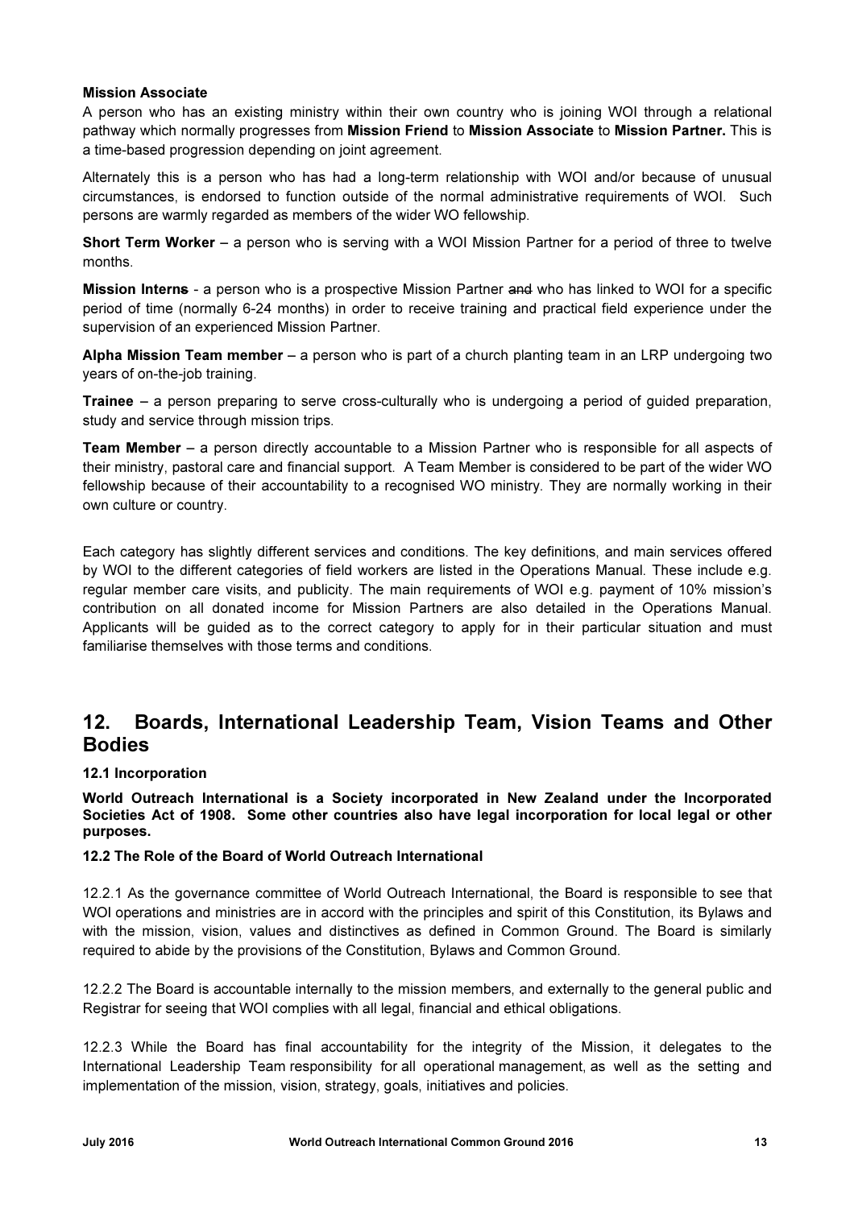**Mission Associate**
A person who has an existing ministry within their own country who is joining WOI through a relational pathway which normally progresses from **Mission Friend** to **Mission Associate** to **Mission Partner.** This is a time-based progression depending on joint agreement.

Alternately this is a person who has had a long-term relationship with WOI and/or because of unusual circumstances, is endorsed to function outside of the normal administrative requirements of WOI. Such persons are warmly regarded as members of the wider WO fellowship.

**Short Term Worker** – a person who is serving with a WOI Mission Partner for a period of three to twelve months.

**Mission Interns** - a person who is a prospective Mission Partner ~~and~~ who has linked to WOI for a specific period of time (normally 6-24 months) in order to receive training and practical field experience under the supervision of an experienced Mission Partner.

**Alpha Mission Team member** – a person who is part of a church planting team in an LRP undergoing two years of on-the-job training.

**Trainee** – a person preparing to serve cross-culturally who is undergoing a period of guided preparation, study and service through mission trips.

**Team Member** – a person directly accountable to a Mission Partner who is responsible for all aspects of their ministry, pastoral care and financial support. A Team Member is considered to be part of the wider WO fellowship because of their accountability to a recognised WO ministry. They are normally working in their own culture or country.

Each category has slightly different services and conditions. The key definitions, and main services offered by WOI to the different categories of field workers are listed in the Operations Manual. These include e.g. regular member care visits, and publicity. The main requirements of WOI e.g. payment of 10% mission's contribution on all donated income for Mission Partners are also detailed in the Operations Manual. Applicants will be guided as to the correct category to apply for in their particular situation and must familiarise themselves with those terms and conditions.

## 12. Boards, International Leadership Team, Vision Teams and Other Bodies

### 12.1 Incorporation

**World Outreach International is a Society incorporated in New Zealand under the Incorporated Societies Act of 1908. Some other countries also have legal incorporation for local legal or other purposes.**

### 12.2 The Role of the Board of World Outreach International

12.2.1 As the governance committee of World Outreach International, the Board is responsible to see that WOI operations and ministries are in accord with the principles and spirit of this Constitution, its Bylaws and with the mission, vision, values and distinctives as defined in Common Ground. The Board is similarly required to abide by the provisions of the Constitution, Bylaws and Common Ground.

12.2.2 The Board is accountable internally to the mission members, and externally to the general public and Registrar for seeing that WOI complies with all legal, financial and ethical obligations.

12.2.3 While the Board has final accountability for the integrity of the Mission, it delegates to the International Leadership Team responsibility for all operational management, as well as the setting and implementation of the mission, vision, strategy, goals, initiatives and policies.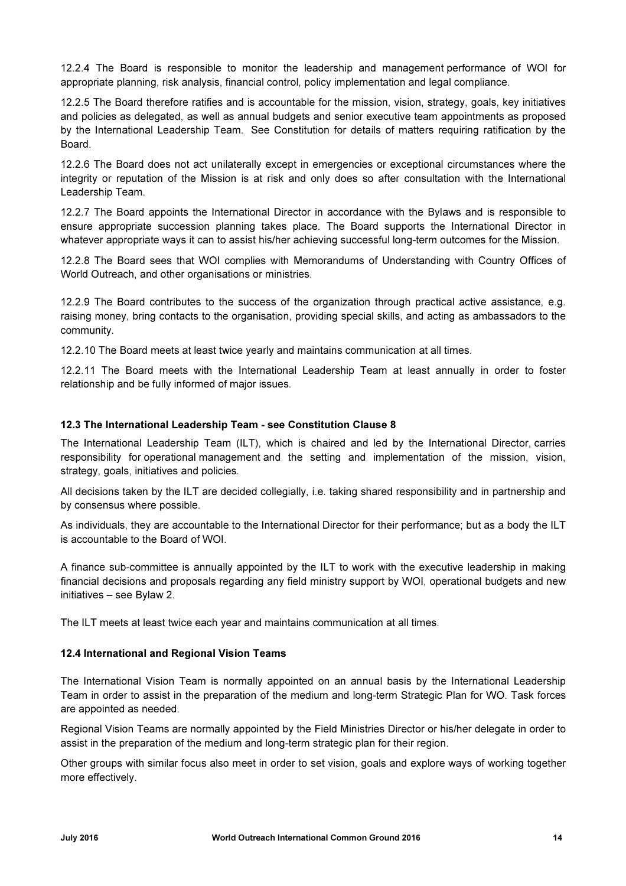12.2.4 The Board is responsible to monitor the leadership and management performance of WOI for appropriate planning, risk analysis, financial control, policy implementation and legal compliance.

12.2.5 The Board therefore ratifies and is accountable for the mission, vision, strategy, goals, key initiatives and policies as delegated, as well as annual budgets and senior executive team appointments as proposed by the International Leadership Team. See Constitution for details of matters requiring ratification by the Board.

12.2.6 The Board does not act unilaterally except in emergencies or exceptional circumstances where the integrity or reputation of the Mission is at risk and only does so after consultation with the International Leadership Team.

12.2.7 The Board appoints the International Director in accordance with the Bylaws and is responsible to ensure appropriate succession planning takes place. The Board supports the International Director in whatever appropriate ways it can to assist his/her achieving successful long-term outcomes for the Mission.

12.2.8 The Board sees that WOI complies with Memorandums of Understanding with Country Offices of World Outreach, and other organisations or ministries.

12.2.9 The Board contributes to the success of the organization through practical active assistance, e.g. raising money, bring contacts to the organisation, providing special skills, and acting as ambassadors to the community.

12.2.10 The Board meets at least twice yearly and maintains communication at all times.

12.2.11 The Board meets with the International Leadership Team at least annually in order to foster relationship and be fully informed of major issues.

### 12.3 The International Leadership Team - see Constitution Clause 8

The International Leadership Team (ILT), which is chaired and led by the International Director, carries responsibility for operational management and the setting and implementation of the mission, vision, strategy, goals, initiatives and policies.

All decisions taken by the ILT are decided collegially, i.e. taking shared responsibility and in partnership and by consensus where possible.

As individuals, they are accountable to the International Director for their performance; but as a body the ILT is accountable to the Board of WOI.

A finance sub-committee is annually appointed by the ILT to work with the executive leadership in making financial decisions and proposals regarding any field ministry support by WOI, operational budgets and new initiatives – see Bylaw 2.

The ILT meets at least twice each year and maintains communication at all times.

### 12.4 International and Regional Vision Teams

The International Vision Team is normally appointed on an annual basis by the International Leadership Team in order to assist in the preparation of the medium and long-term Strategic Plan for WO. Task forces are appointed as needed.

Regional Vision Teams are normally appointed by the Field Ministries Director or his/her delegate in order to assist in the preparation of the medium and long-term strategic plan for their region.

Other groups with similar focus also meet in order to set vision, goals and explore ways of working together more effectively.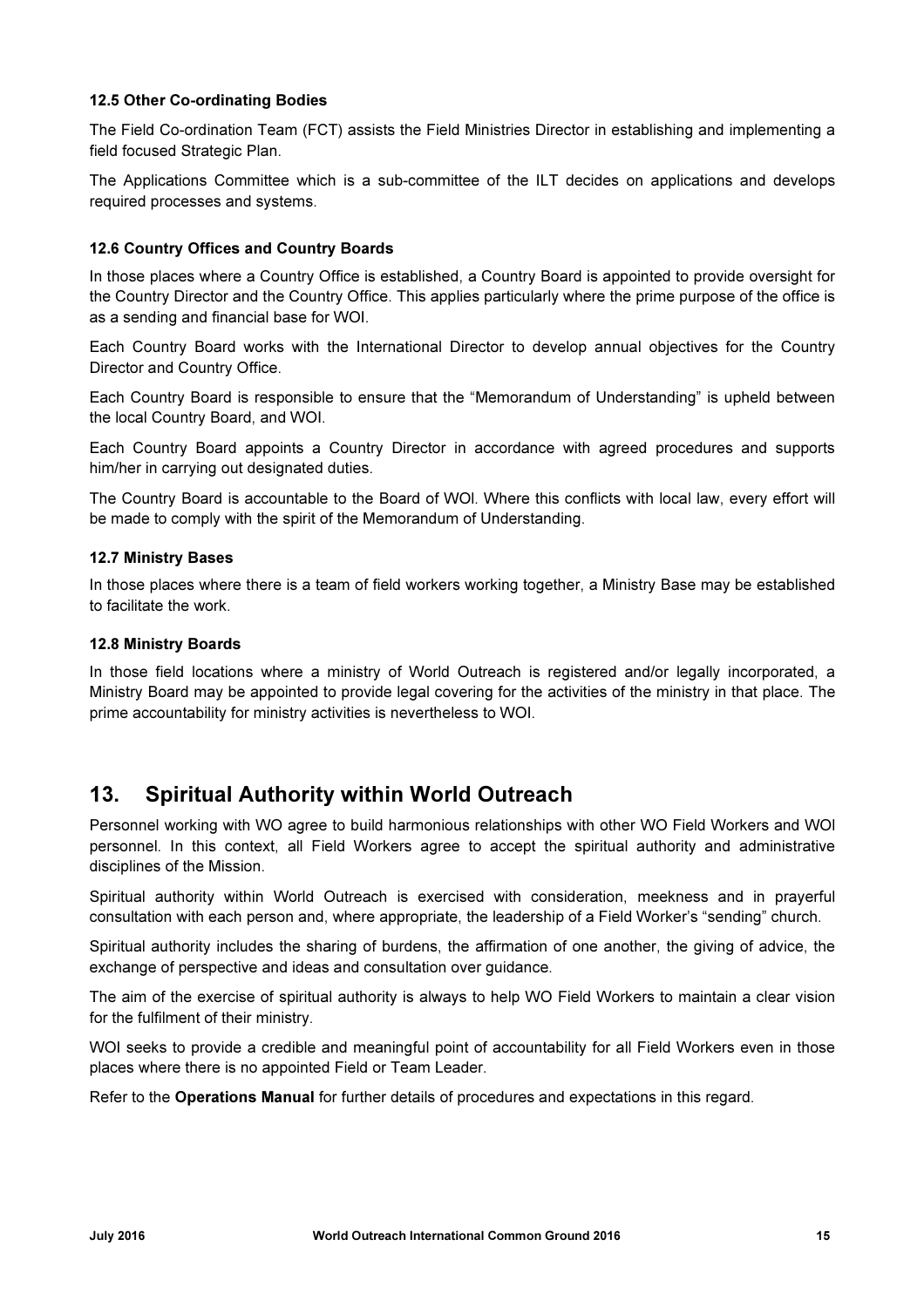### 12.5 Other Co-ordinating Bodies

The Field Co-ordination Team (FCT) assists the Field Ministries Director in establishing and implementing a field focused Strategic Plan.

The Applications Committee which is a sub-committee of the ILT decides on applications and develops required processes and systems.

### 12.6 Country Offices and Country Boards

In those places where a Country Office is established, a Country Board is appointed to provide oversight for the Country Director and the Country Office. This applies particularly where the prime purpose of the office is as a sending and financial base for WOI.

Each Country Board works with the International Director to develop annual objectives for the Country Director and Country Office.

Each Country Board is responsible to ensure that the "Memorandum of Understanding" is upheld between the local Country Board, and WOI.

Each Country Board appoints a Country Director in accordance with agreed procedures and supports him/her in carrying out designated duties.

The Country Board is accountable to the Board of WOI. Where this conflicts with local law, every effort will be made to comply with the spirit of the Memorandum of Understanding.

### 12.7 Ministry Bases

In those places where there is a team of field workers working together, a Ministry Base may be established to facilitate the work.

### 12.8 Ministry Boards

In those field locations where a ministry of World Outreach is registered and/or legally incorporated, a Ministry Board may be appointed to provide legal covering for the activities of the ministry in that place. The prime accountability for ministry activities is nevertheless to WOI.

## 13. Spiritual Authority within World Outreach

Personnel working with WO agree to build harmonious relationships with other WO Field Workers and WOI personnel. In this context, all Field Workers agree to accept the spiritual authority and administrative disciplines of the Mission.

Spiritual authority within World Outreach is exercised with consideration, meekness and in prayerful consultation with each person and, where appropriate, the leadership of a Field Worker's "sending" church.

Spiritual authority includes the sharing of burdens, the affirmation of one another, the giving of advice, the exchange of perspective and ideas and consultation over guidance.

The aim of the exercise of spiritual authority is always to help WO Field Workers to maintain a clear vision for the fulfilment of their ministry.

WOI seeks to provide a credible and meaningful point of accountability for all Field Workers even in those places where there is no appointed Field or Team Leader.

Refer to the **Operations Manual** for further details of procedures and expectations in this regard.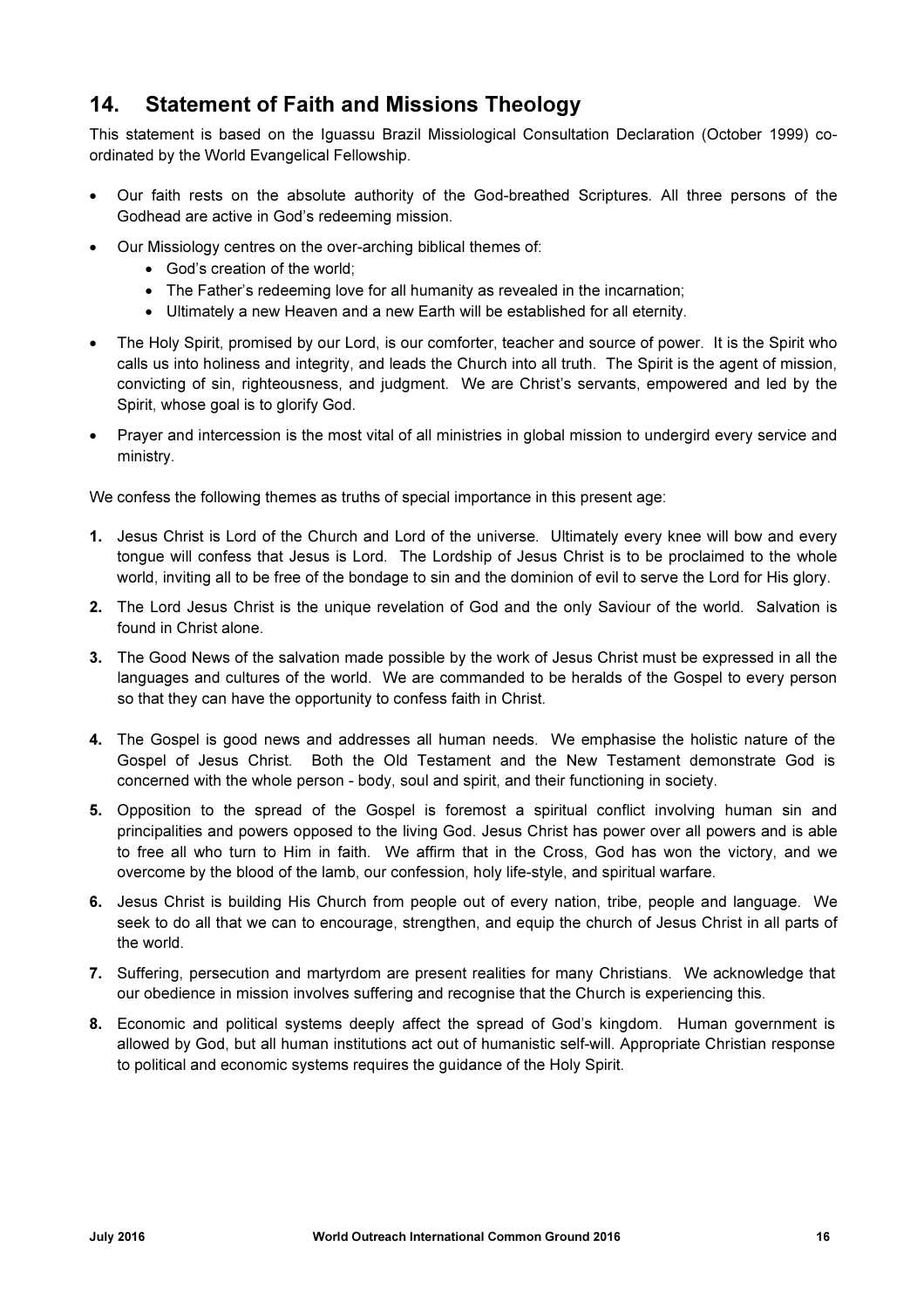## 14. Statement of Faith and Missions Theology

This statement is based on the Iguassu Brazil Missiological Consultation Declaration (October 1999) co-ordinated by the World Evangelical Fellowship.

- Our faith rests on the absolute authority of the God-breathed Scriptures. All three persons of the Godhead are active in God's redeeming mission.
- Our Missiology centres on the over-arching biblical themes of:
  - God's creation of the world;
  - The Father's redeeming love for all humanity as revealed in the incarnation;
  - Ultimately a new Heaven and a new Earth will be established for all eternity.
- The Holy Spirit, promised by our Lord, is our comforter, teacher and source of power. It is the Spirit who calls us into holiness and integrity, and leads the Church into all truth. The Spirit is the agent of mission, convicting of sin, righteousness, and judgment. We are Christ's servants, empowered and led by the Spirit, whose goal is to glorify God.
- Prayer and intercession is the most vital of all ministries in global mission to undergird every service and ministry.

We confess the following themes as truths of special importance in this present age:

1. Jesus Christ is Lord of the Church and Lord of the universe. Ultimately every knee will bow and every tongue will confess that Jesus is Lord. The Lordship of Jesus Christ is to be proclaimed to the whole world, inviting all to be free of the bondage to sin and the dominion of evil to serve the Lord for His glory.
2. The Lord Jesus Christ is the unique revelation of God and the only Saviour of the world. Salvation is found in Christ alone.
3. The Good News of the salvation made possible by the work of Jesus Christ must be expressed in all the languages and cultures of the world. We are commanded to be heralds of the Gospel to every person so that they can have the opportunity to confess faith in Christ.
4. The Gospel is good news and addresses all human needs. We emphasise the holistic nature of the Gospel of Jesus Christ. Both the Old Testament and the New Testament demonstrate God is concerned with the whole person - body, soul and spirit, and their functioning in society.
5. Opposition to the spread of the Gospel is foremost a spiritual conflict involving human sin and principalities and powers opposed to the living God. Jesus Christ has power over all powers and is able to free all who turn to Him in faith. We affirm that in the Cross, God has won the victory, and we overcome by the blood of the lamb, our confession, holy life-style, and spiritual warfare.
6. Jesus Christ is building His Church from people out of every nation, tribe, people and language. We seek to do all that we can to encourage, strengthen, and equip the church of Jesus Christ in all parts of the world.
7. Suffering, persecution and martyrdom are present realities for many Christians. We acknowledge that our obedience in mission involves suffering and recognise that the Church is experiencing this.
8. Economic and political systems deeply affect the spread of God's kingdom. Human government is allowed by God, but all human institutions act out of humanistic self-will. Appropriate Christian response to political and economic systems requires the guidance of the Holy Spirit.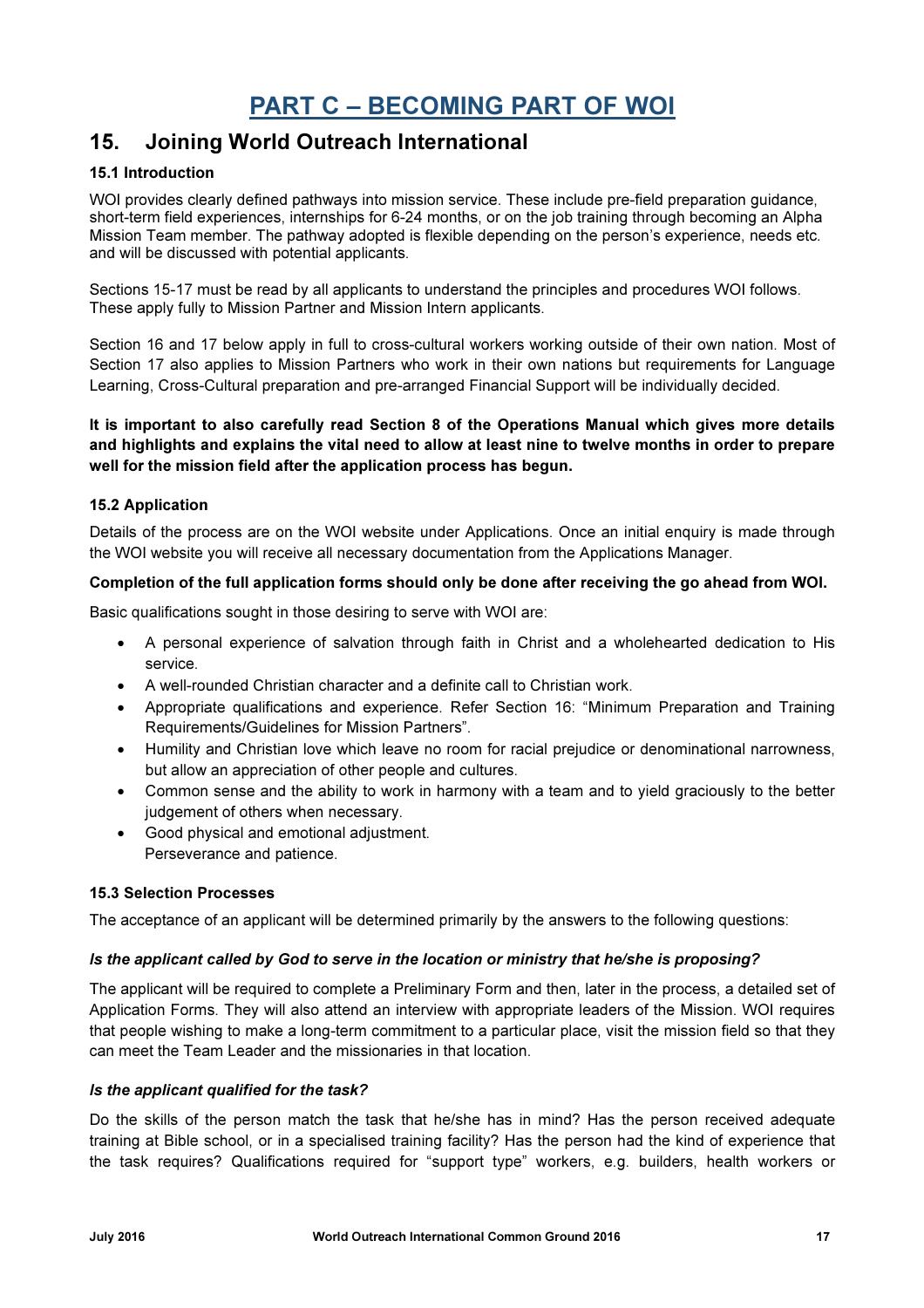# PART C – BECOMING PART OF WOI

## 15. Joining World Outreach International

### 15.1 Introduction

WOI provides clearly defined pathways into mission service. These include pre-field preparation guidance, short-term field experiences, internships for 6-24 months, or on the job training through becoming an Alpha Mission Team member. The pathway adopted is flexible depending on the person's experience, needs etc. and will be discussed with potential applicants.

Sections 15-17 must be read by all applicants to understand the principles and procedures WOI follows. These apply fully to Mission Partner and Mission Intern applicants.

Section 16 and 17 below apply in full to cross-cultural workers working outside of their own nation. Most of Section 17 also applies to Mission Partners who work in their own nations but requirements for Language Learning, Cross-Cultural preparation and pre-arranged Financial Support will be individually decided.

**It is important to also carefully read Section 8 of the Operations Manual which gives more details and highlights and explains the vital need to allow at least nine to twelve months in order to prepare well for the mission field after the application process has begun.**

### 15.2 Application

Details of the process are on the WOI website under Applications. Once an initial enquiry is made through the WOI website you will receive all necessary documentation from the Applications Manager.

**Completion of the full application forms should only be done after receiving the go ahead from WOI.**

Basic qualifications sought in those desiring to serve with WOI are:

- A personal experience of salvation through faith in Christ and a wholehearted dedication to His service.
- A well-rounded Christian character and a definite call to Christian work.
- Appropriate qualifications and experience. Refer Section 16: "Minimum Preparation and Training Requirements/Guidelines for Mission Partners".
- Humility and Christian love which leave no room for racial prejudice or denominational narrowness, but allow an appreciation of other people and cultures.
- Common sense and the ability to work in harmony with a team and to yield graciously to the better judgement of others when necessary.
- Good physical and emotional adjustment.
  Perseverance and patience.

### 15.3 Selection Processes

The acceptance of an applicant will be determined primarily by the answers to the following questions:

***Is the applicant called by God to serve in the location or ministry that he/she is proposing?***

The applicant will be required to complete a Preliminary Form and then, later in the process, a detailed set of Application Forms. They will also attend an interview with appropriate leaders of the Mission. WOI requires that people wishing to make a long-term commitment to a particular place, visit the mission field so that they can meet the Team Leader and the missionaries in that location.

***Is the applicant qualified for the task?***

Do the skills of the person match the task that he/she has in mind? Has the person received adequate training at Bible school, or in a specialised training facility? Has the person had the kind of experience that the task requires? Qualifications required for "support type" workers, e.g. builders, health workers or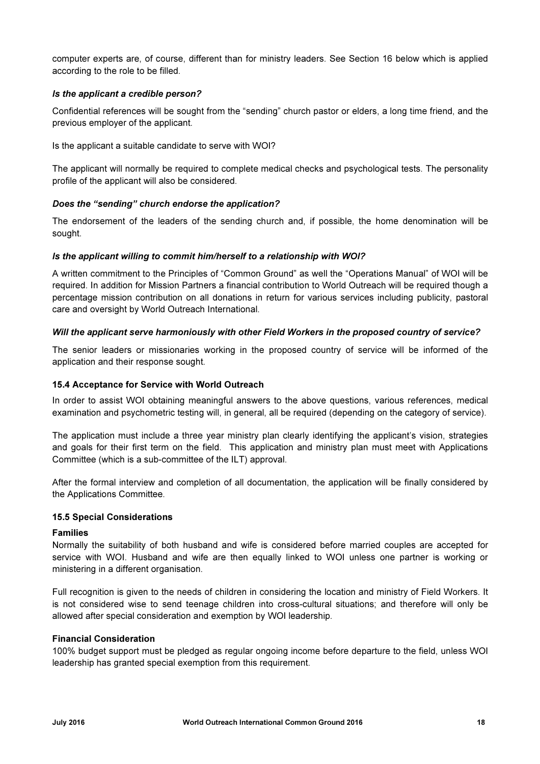computer experts are, of course, different than for ministry leaders. See Section 16 below which is applied according to the role to be filled.

***Is the applicant a credible person?***

Confidential references will be sought from the "sending" church pastor or elders, a long time friend, and the previous employer of the applicant.

Is the applicant a suitable candidate to serve with WOI?

The applicant will normally be required to complete medical checks and psychological tests. The personality profile of the applicant will also be considered.

***Does the "sending" church endorse the application?***

The endorsement of the leaders of the sending church and, if possible, the home denomination will be sought.

***Is the applicant willing to commit him/herself to a relationship with WOI?***

A written commitment to the Principles of "Common Ground" as well the "Operations Manual" of WOI will be required. In addition for Mission Partners a financial contribution to World Outreach will be required though a percentage mission contribution on all donations in return for various services including publicity, pastoral care and oversight by World Outreach International.

***Will the applicant serve harmoniously with other Field Workers in the proposed country of service?***

The senior leaders or missionaries working in the proposed country of service will be informed of the application and their response sought.

### 15.4 Acceptance for Service with World Outreach

In order to assist WOI obtaining meaningful answers to the above questions, various references, medical examination and psychometric testing will, in general, all be required (depending on the category of service).

The application must include a three year ministry plan clearly identifying the applicant's vision, strategies and goals for their first term on the field. This application and ministry plan must meet with Applications Committee (which is a sub-committee of the ILT) approval.

After the formal interview and completion of all documentation, the application will be finally considered by the Applications Committee.

### 15.5 Special Considerations

**Families**

Normally the suitability of both husband and wife is considered before married couples are accepted for service with WOI. Husband and wife are then equally linked to WOI unless one partner is working or ministering in a different organisation.

Full recognition is given to the needs of children in considering the location and ministry of Field Workers. It is not considered wise to send teenage children into cross-cultural situations; and therefore will only be allowed after special consideration and exemption by WOI leadership.

**Financial Consideration**

100% budget support must be pledged as regular ongoing income before departure to the field, unless WOI leadership has granted special exemption from this requirement.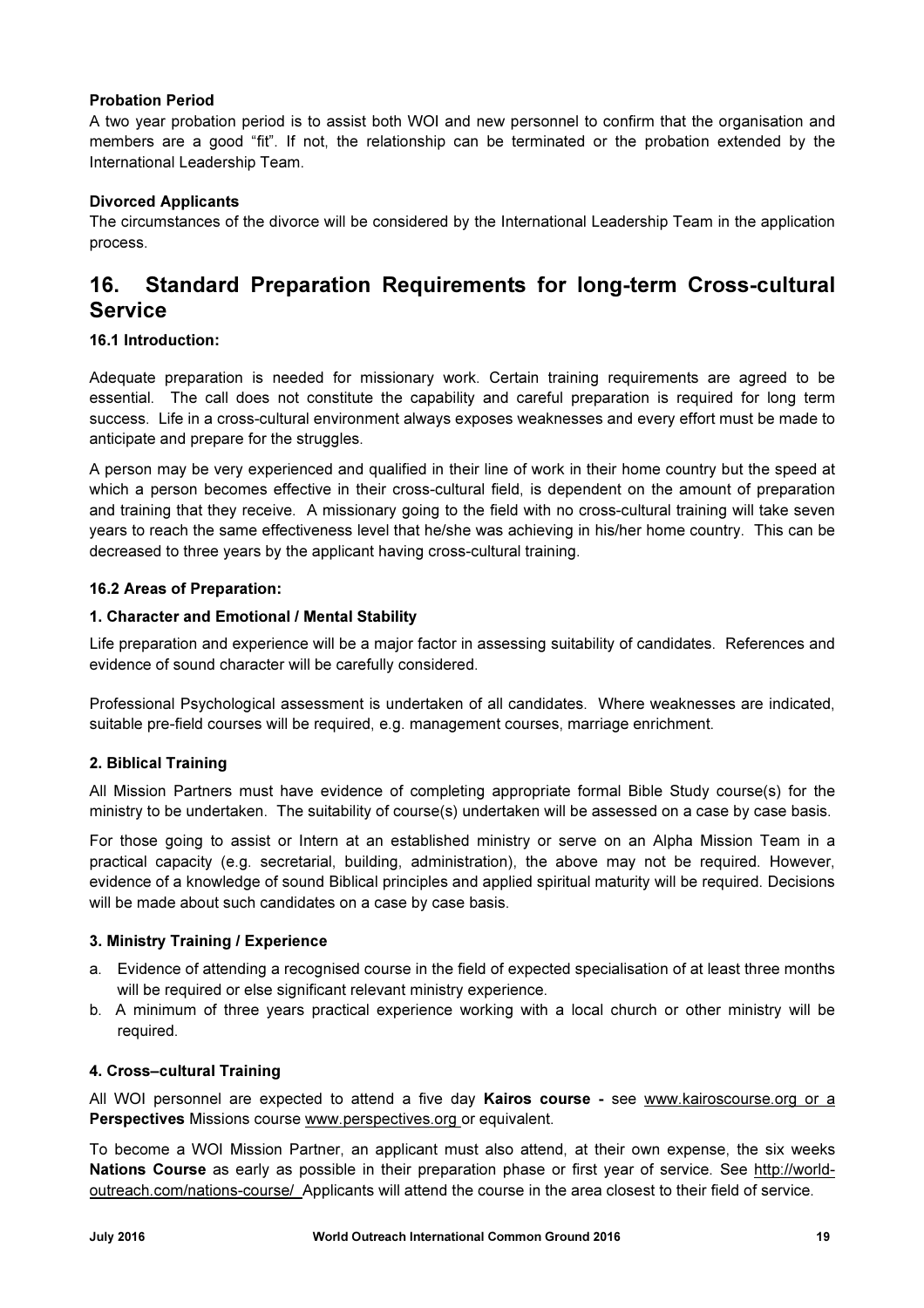**Probation Period**

A two year probation period is to assist both WOI and new personnel to confirm that the organisation and members are a good "fit". If not, the relationship can be terminated or the probation extended by the International Leadership Team.

**Divorced Applicants**

The circumstances of the divorce will be considered by the International Leadership Team in the application process.

## 16. Standard Preparation Requirements for long-term Cross-cultural Service

### 16.1 Introduction:

Adequate preparation is needed for missionary work. Certain training requirements are agreed to be essential. The call does not constitute the capability and careful preparation is required for long term success. Life in a cross-cultural environment always exposes weaknesses and every effort must be made to anticipate and prepare for the struggles.

A person may be very experienced and qualified in their line of work in their home country but the speed at which a person becomes effective in their cross-cultural field, is dependent on the amount of preparation and training that they receive. A missionary going to the field with no cross-cultural training will take seven years to reach the same effectiveness level that he/she was achieving in his/her home country. This can be decreased to three years by the applicant having cross-cultural training.

### 16.2 Areas of Preparation:

**1. Character and Emotional / Mental Stability**

Life preparation and experience will be a major factor in assessing suitability of candidates. References and evidence of sound character will be carefully considered.

Professional Psychological assessment is undertaken of all candidates. Where weaknesses are indicated, suitable pre-field courses will be required, e.g. management courses, marriage enrichment.

**2. Biblical Training**

All Mission Partners must have evidence of completing appropriate formal Bible Study course(s) for the ministry to be undertaken. The suitability of course(s) undertaken will be assessed on a case by case basis.

For those going to assist or Intern at an established ministry or serve on an Alpha Mission Team in a practical capacity (e.g. secretarial, building, administration), the above may not be required. However, evidence of a knowledge of sound Biblical principles and applied spiritual maturity will be required. Decisions will be made about such candidates on a case by case basis.

**3. Ministry Training / Experience**

a. Evidence of attending a recognised course in the field of expected specialisation of at least three months will be required or else significant relevant ministry experience.

b. A minimum of three years practical experience working with a local church or other ministry will be required.

**4. Cross–cultural Training**

All WOI personnel are expected to attend a five day **Kairos course -** see www.kairoscourse.org or a **Perspectives** Missions course www.perspectives.org or equivalent.

To become a WOI Mission Partner, an applicant must also attend, at their own expense, the six weeks **Nations Course** as early as possible in their preparation phase or first year of service. See http://world-outreach.com/nations-course/ Applicants will attend the course in the area closest to their field of service.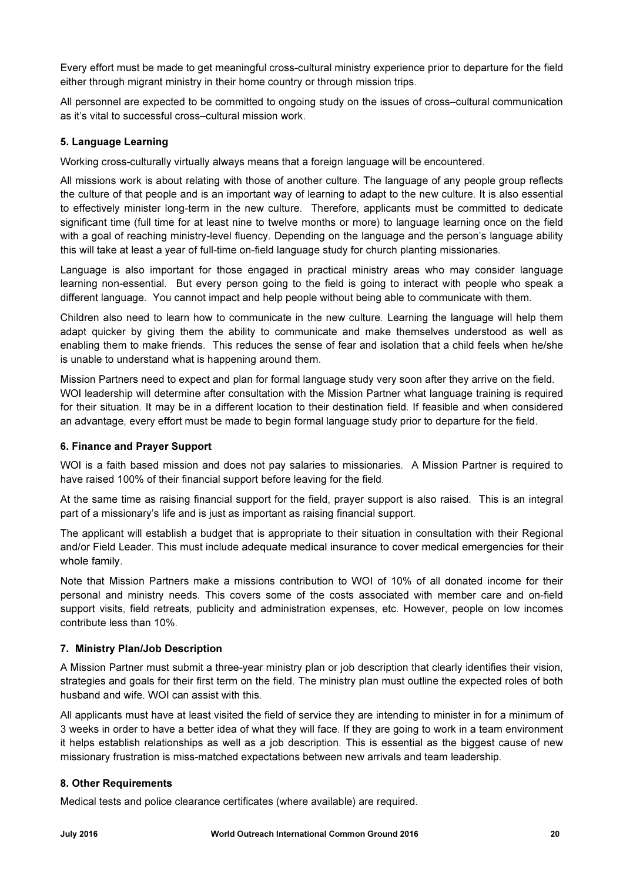Every effort must be made to get meaningful cross-cultural ministry experience prior to departure for the field either through migrant ministry in their home country or through mission trips.

All personnel are expected to be committed to ongoing study on the issues of cross–cultural communication as it's vital to successful cross–cultural mission work.

### 5. Language Learning

Working cross-culturally virtually always means that a foreign language will be encountered.

All missions work is about relating with those of another culture. The language of any people group reflects the culture of that people and is an important way of learning to adapt to the new culture. It is also essential to effectively minister long-term in the new culture. Therefore, applicants must be committed to dedicate significant time (full time for at least nine to twelve months or more) to language learning once on the field with a goal of reaching ministry-level fluency. Depending on the language and the person's language ability this will take at least a year of full-time on-field language study for church planting missionaries.

Language is also important for those engaged in practical ministry areas who may consider language learning non-essential. But every person going to the field is going to interact with people who speak a different language. You cannot impact and help people without being able to communicate with them.

Children also need to learn how to communicate in the new culture. Learning the language will help them adapt quicker by giving them the ability to communicate and make themselves understood as well as enabling them to make friends. This reduces the sense of fear and isolation that a child feels when he/she is unable to understand what is happening around them.

Mission Partners need to expect and plan for formal language study very soon after they arrive on the field. WOI leadership will determine after consultation with the Mission Partner what language training is required for their situation. It may be in a different location to their destination field. If feasible and when considered an advantage, every effort must be made to begin formal language study prior to departure for the field.

### 6. Finance and Prayer Support

WOI is a faith based mission and does not pay salaries to missionaries. A Mission Partner is required to have raised 100% of their financial support before leaving for the field.

At the same time as raising financial support for the field, prayer support is also raised. This is an integral part of a missionary's life and is just as important as raising financial support.

The applicant will establish a budget that is appropriate to their situation in consultation with their Regional and/or Field Leader. This must include adequate medical insurance to cover medical emergencies for their whole family.

Note that Mission Partners make a missions contribution to WOI of 10% of all donated income for their personal and ministry needs. This covers some of the costs associated with member care and on-field support visits, field retreats, publicity and administration expenses, etc. However, people on low incomes contribute less than 10%.

### 7. Ministry Plan/Job Description

A Mission Partner must submit a three-year ministry plan or job description that clearly identifies their vision, strategies and goals for their first term on the field. The ministry plan must outline the expected roles of both husband and wife. WOI can assist with this.

All applicants must have at least visited the field of service they are intending to minister in for a minimum of 3 weeks in order to have a better idea of what they will face. If they are going to work in a team environment it helps establish relationships as well as a job description. This is essential as the biggest cause of new missionary frustration is miss-matched expectations between new arrivals and team leadership.

### 8. Other Requirements

Medical tests and police clearance certificates (where available) are required.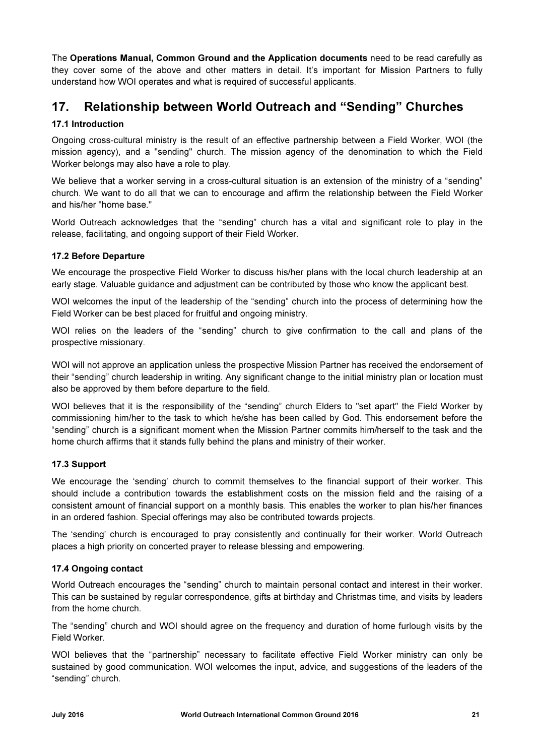The **Operations Manual, Common Ground and the Application documents** need to be read carefully as they cover some of the above and other matters in detail. It's important for Mission Partners to fully understand how WOI operates and what is required of successful applicants.

## 17. Relationship between World Outreach and "Sending" Churches

### 17.1 Introduction

Ongoing cross-cultural ministry is the result of an effective partnership between a Field Worker, WOI (the mission agency), and a "sending" church. The mission agency of the denomination to which the Field Worker belongs may also have a role to play.

We believe that a worker serving in a cross-cultural situation is an extension of the ministry of a "sending" church. We want to do all that we can to encourage and affirm the relationship between the Field Worker and his/her "home base."

World Outreach acknowledges that the "sending" church has a vital and significant role to play in the release, facilitating, and ongoing support of their Field Worker.

### 17.2 Before Departure

We encourage the prospective Field Worker to discuss his/her plans with the local church leadership at an early stage. Valuable guidance and adjustment can be contributed by those who know the applicant best.

WOI welcomes the input of the leadership of the "sending" church into the process of determining how the Field Worker can be best placed for fruitful and ongoing ministry.

WOI relies on the leaders of the "sending" church to give confirmation to the call and plans of the prospective missionary.

WOI will not approve an application unless the prospective Mission Partner has received the endorsement of their "sending" church leadership in writing. Any significant change to the initial ministry plan or location must also be approved by them before departure to the field.

WOI believes that it is the responsibility of the "sending" church Elders to "set apart" the Field Worker by commissioning him/her to the task to which he/she has been called by God. This endorsement before the "sending" church is a significant moment when the Mission Partner commits him/herself to the task and the home church affirms that it stands fully behind the plans and ministry of their worker.

### 17.3 Support

We encourage the 'sending' church to commit themselves to the financial support of their worker. This should include a contribution towards the establishment costs on the mission field and the raising of a consistent amount of financial support on a monthly basis. This enables the worker to plan his/her finances in an ordered fashion. Special offerings may also be contributed towards projects.

The 'sending' church is encouraged to pray consistently and continually for their worker. World Outreach places a high priority on concerted prayer to release blessing and empowering.

### 17.4 Ongoing contact

World Outreach encourages the "sending" church to maintain personal contact and interest in their worker. This can be sustained by regular correspondence, gifts at birthday and Christmas time, and visits by leaders from the home church.

The "sending" church and WOI should agree on the frequency and duration of home furlough visits by the Field Worker.

WOI believes that the "partnership" necessary to facilitate effective Field Worker ministry can only be sustained by good communication. WOI welcomes the input, advice, and suggestions of the leaders of the "sending" church.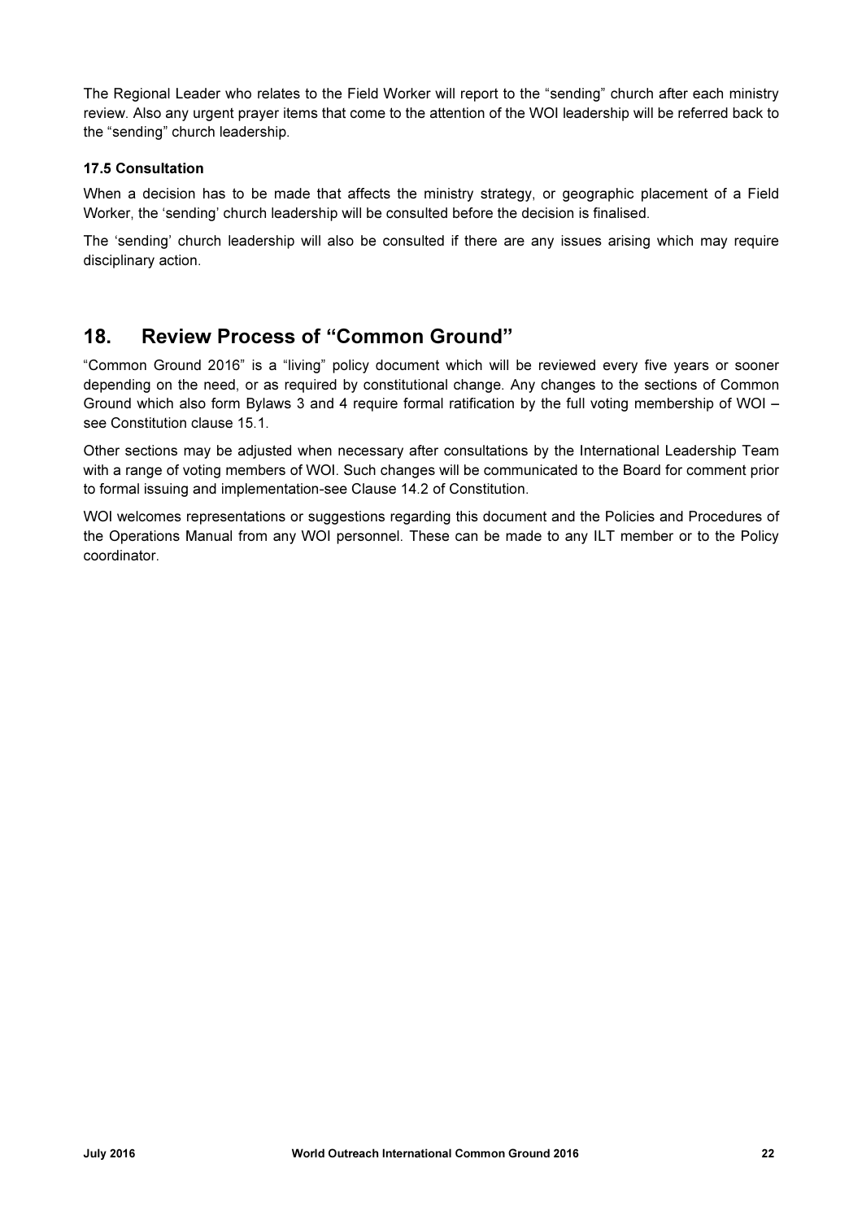The Regional Leader who relates to the Field Worker will report to the "sending" church after each ministry review. Also any urgent prayer items that come to the attention of the WOI leadership will be referred back to the "sending" church leadership.

### 17.5 Consultation

When a decision has to be made that affects the ministry strategy, or geographic placement of a Field Worker, the 'sending' church leadership will be consulted before the decision is finalised.

The 'sending' church leadership will also be consulted if there are any issues arising which may require disciplinary action.

## 18. Review Process of "Common Ground"

"Common Ground 2016" is a "living" policy document which will be reviewed every five years or sooner depending on the need, or as required by constitutional change. Any changes to the sections of Common Ground which also form Bylaws 3 and 4 require formal ratification by the full voting membership of WOI – see Constitution clause 15.1.

Other sections may be adjusted when necessary after consultations by the International Leadership Team with a range of voting members of WOI. Such changes will be communicated to the Board for comment prior to formal issuing and implementation-see Clause 14.2 of Constitution.

WOI welcomes representations or suggestions regarding this document and the Policies and Procedures of the Operations Manual from any WOI personnel. These can be made to any ILT member or to the Policy coordinator.